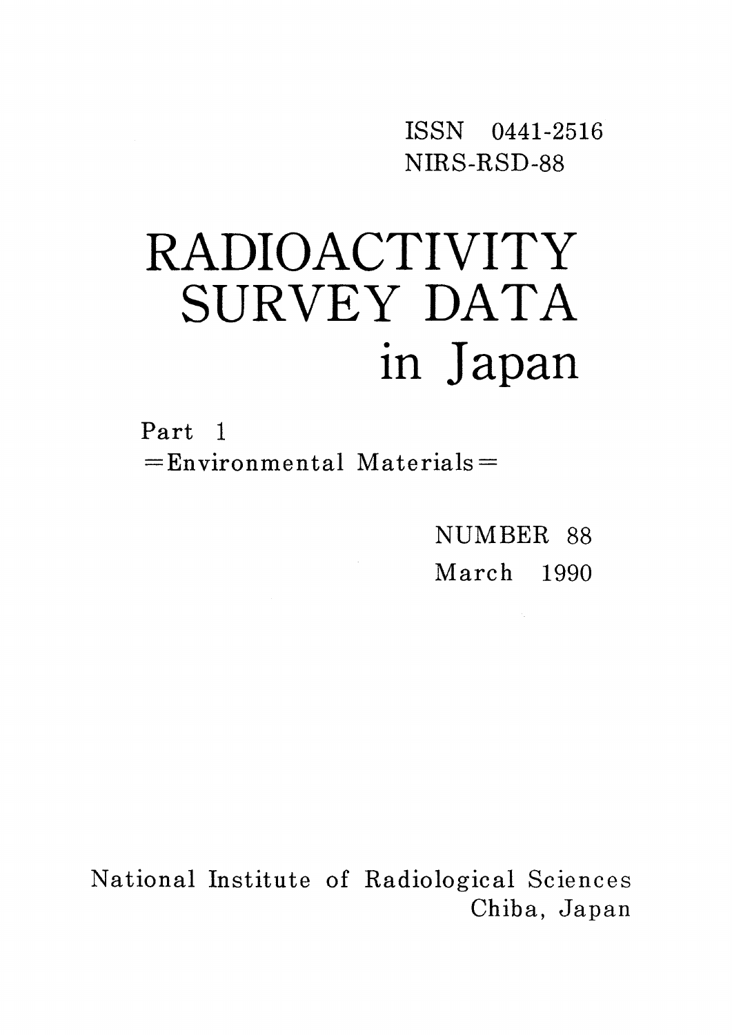ISSN 0441-2516
NIRS-RSD-88

# RADIOACTIVITY SURVEY DATA in Japan

Part 1
=Environmental Materials=

NUMBER 88
March 1990

National Institute of Radiological Sciences
Chiba, Japan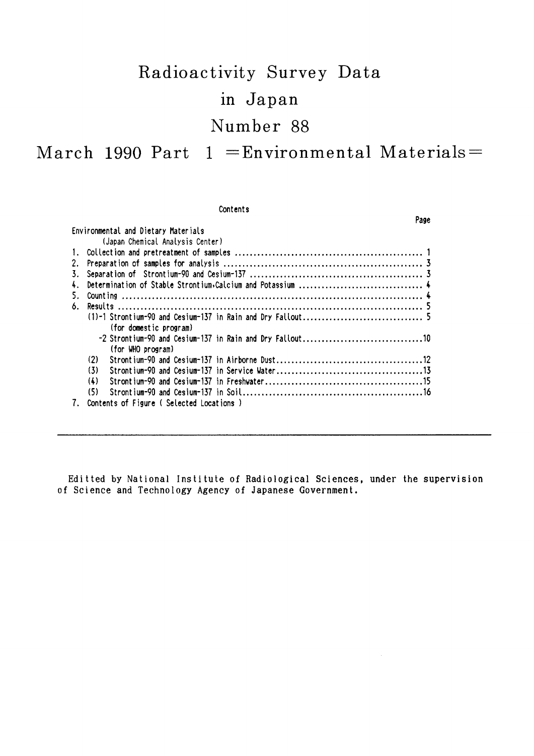# Radioactivity Survey Data in Japan

# Number 88

## March 1990 Part 1 =Environmental Materials=

### Contents

| | Page |
|---|---|
| Environmental and Dietary Materials | |
| (Japan Chemical Analysis Center) | |
| 1. Collection and pretreatment of samples | 1 |
| 2. Preparation of samples for analysis | 3 |
| 3. Separation of Strontium-90 and Cesium-137 | 3 |
| 4. Determination of Stable Strontium,Calcium and Potassium | 4 |
| 5. Counting | 4 |
| 6. Results | 5 |
| (1)-1 Strontium-90 and Cesium-137 in Rain and Dry Fallout (for domestic program) | 5 |
| -2 Strontium-90 and Cesium-137 in Rain and Dry Fallout (for WHO program) | 10 |
| (2) Strontium-90 and Cesium-137 in Airborne Dust | 12 |
| (3) Strontium-90 and Cesium-137 in Service Water | 13 |
| (4) Strontium-90 and Cesium-137 in Freshwater | 15 |
| (5) Strontium-90 and Cesium-137 in Soil | 16 |
| 7. Contents of Figure ( Selected Locations ) | |

---

Editted by National Institute of Radiological Sciences, under the supervision of Science and Technology Agency of Japanese Government.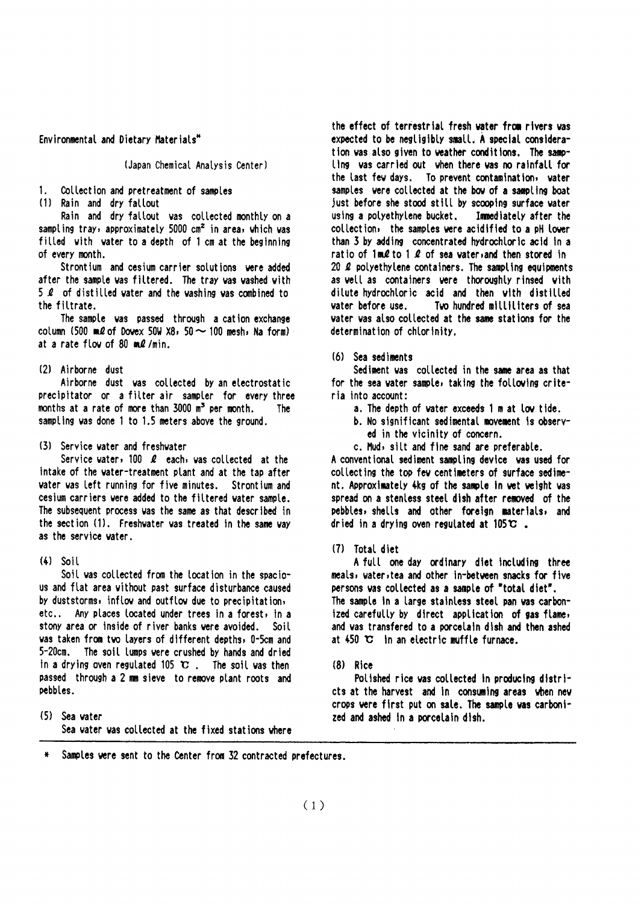Environmental and Dietary Materials*

(Japan Chemical Analysis Center)

1. Collection and pretreatment of samples

(1) Rain and dry fallout

Rain and dry fallout was collected monthly on a sampling tray, approximately 5000 $cm^2$ in area, which was filled with water to a depth of 1 cm at the beginning of every month.

Strontium and cesium carrier solutions were added after the sample was filtered. The tray was washed with 5 ℓ of distilled water and the washing was combined to the filtrate.

The sample was passed through a cation exchange column (500 mℓ of Dowex 50W X8, 50～100 mesh, Na form) at a rate flow of 80 mℓ/min.

(2) Airborne dust

Airborne dust was collected by an electrostatic precipitator or a filter air sampler for every three months at a rate of more than 3000 $m^3$ per month. The sampling was done 1 to 1.5 meters above the ground.

(3) Service water and freshwater

Service water, 100 ℓ each, was collected at the intake of the water-treatment plant and at the tap after water was left running for five minutes. Strontium and cesium carriers were added to the filtered water sample. The subsequent process was the same as that described in the section (1). Freshwater was treated in the same way as the service water.

(4) Soil

Soil was collected from the location in the spacious and flat area without past surface disturbance caused by duststorms, inflow and outflow due to precipitation, etc.. Any places located under trees in a forest, in a stony area or inside of river banks were avoided. Soil was taken from two layers of different depths, 0-5cm and 5-20cm. The soil lumps were crushed by hands and dried in a drying oven regulated 105 ℃. The soil was then passed through a 2 mm sieve to remove plant roots and pebbles.

(5) Sea water

Sea water was collected at the fixed stations where the effect of terrestrial fresh water from rivers was expected to be negligibly small. A special consideration was also given to weather conditions. The sampling was carried out when there was no rainfall for the last few days. To prevent contamination, water samples were collected at the bow of a sampling boat just before she stood still by scooping surface water using a polyethylene bucket. Immediately after the collection, the samples were acidified to a pH lower than 3 by adding concentrated hydrochloric acid in a ratio of 1mℓ to 1 ℓ of sea water, and then stored in 20 ℓ polyethylene containers. The sampling equipments as well as containers were thoroughly rinsed with dilute hydrochloric acid and then with distilled water before use. Two hundred milliliters of sea water was also collected at the same stations for the determination of chlorinity.

(6) Sea sediments

Sediment was collected in the same area as that for the sea water sample, taking the following criteria into account:

a. The depth of water exceeds 1 m at low tide.
b. No significant sedimental movement is observed in the vicinity of concern.
c. Mud, silt and fine sand are preferable.

A conventional sediment sampling device was used for collecting the top few centimeters of surface sediment. Approximately 4kg of the sample in wet weight was spread on a stenless steel dish after removed of the pebbles, shells and other foreign materials, and dried in a drying oven regulated at 105℃ .

(7) Total diet

A full one day ordinary diet including three meals, water, tea and other in-between snacks for five persons was collected as a sample of "total diet". The sample in a large stainless steel pan was carbonized carefully by direct application of gas flame, and was transfered to a porcelain dish and then ashed at 450 ℃ in an electric muffle furnace.

(8) Rice

Polished rice was collected in producing districts at the harvest and in consuming areas when new crops were first put on sale. The sample was carbonized and ashed in a porcelain dish.

\* Samples were sent to the Center from 32 contracted prefectures.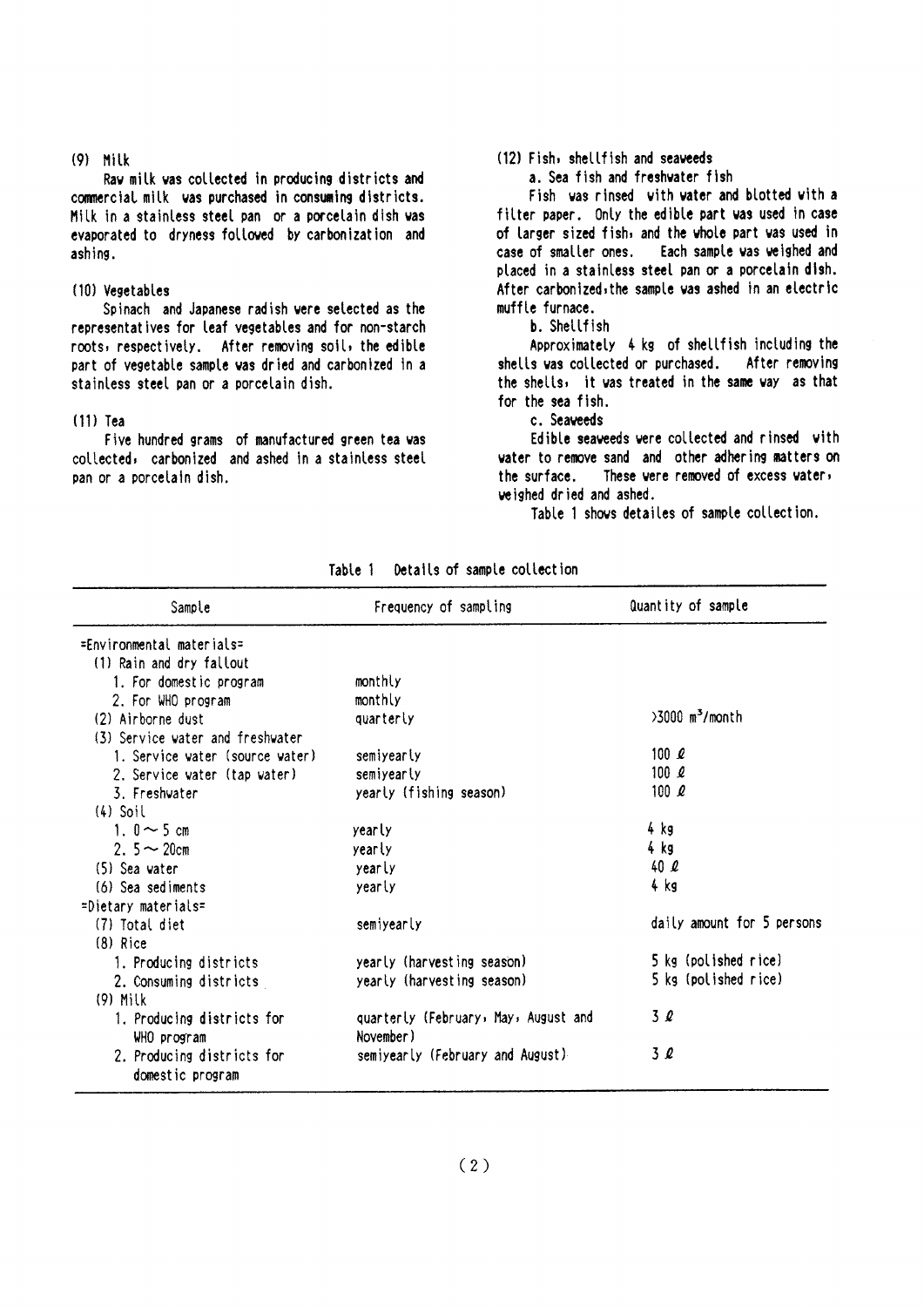### (9) Milk

Raw milk was collected in producing districts and commercial milk was purchased in consuming districts. Milk in a stainless steel pan or a porcelain dish was evaporated to dryness followed by carbonization and ashing.

### (10) Vegetables

Spinach and Japanese radish were selected as the representatives for leaf vegetables and for non-starch roots, respectively. After removing soil, the edible part of vegetable sample was dried and carbonized in a stainless steel pan or a porcelain dish.

### (11) Tea

Five hundred grams of manufactured green tea was collected, carbonized and ashed in a stainless steel pan or a porcelain dish.

### (12) Fish, shellfish and seaweeds

a. Sea fish and freshwater fish

Fish was rinsed with water and blotted with a filter paper. Only the edible part was used in case of larger sized fish, and the whole part was used in case of smaller ones. Each sample was weighed and placed in a stainless steel pan or a porcelain dish. After carbonized, the sample was ashed in an electric muffle furnace.

b. Shellfish

Approximately 4 kg of shellfish including the shells was collected or purchased. After removing the shells, it was treated in the same way as that for the sea fish.

c. Seaweeds

Edible seaweeds were collected and rinsed with water to remove sand and other adhering matters on the surface. These were removed of excess water, weighed dried and ashed.

Table 1 shows detailes of sample collection.

Table 1 Details of sample collection

| Sample | Frequency of sampling | Quantity of sample |
|---|---|---|
| =Environmental materials= | | |
| (1) Rain and dry fallout | | |
| 1. For domestic program | monthly | |
| 2. For WHO program | monthly | |
| (2) Airborne dust | quarterly | >3000 $m^3$/month |
| (3) Service water and freshwater | | |
| 1. Service water (source water) | semiyearly | 100 ℓ |
| 2. Service water (tap water) | semiyearly | 100 ℓ |
| 3. Freshwater | yearly (fishing season) | 100 ℓ |
| (4) Soil | | |
| 1. 0～5 cm | yearly | 4 kg |
| 2. 5～20cm | yearly | 4 kg |
| (5) Sea water | yearly | 40 ℓ |
| (6) Sea sediments | yearly | 4 kg |
| =Dietary materials= | | |
| (7) Total diet | semiyearly | daily amount for 5 persons |
| (8) Rice | | |
| 1. Producing districts | yearly (harvesting season) | 5 kg (polished rice) |
| 2. Consuming districts | yearly (harvesting season) | 5 kg (polished rice) |
| (9) Milk | | |
| 1. Producing districts for WHO program | quarterly (February, May, August and November) | 3 ℓ |
| 2. Producing districts for domestic program | semiyearly (February and August) | 3 ℓ |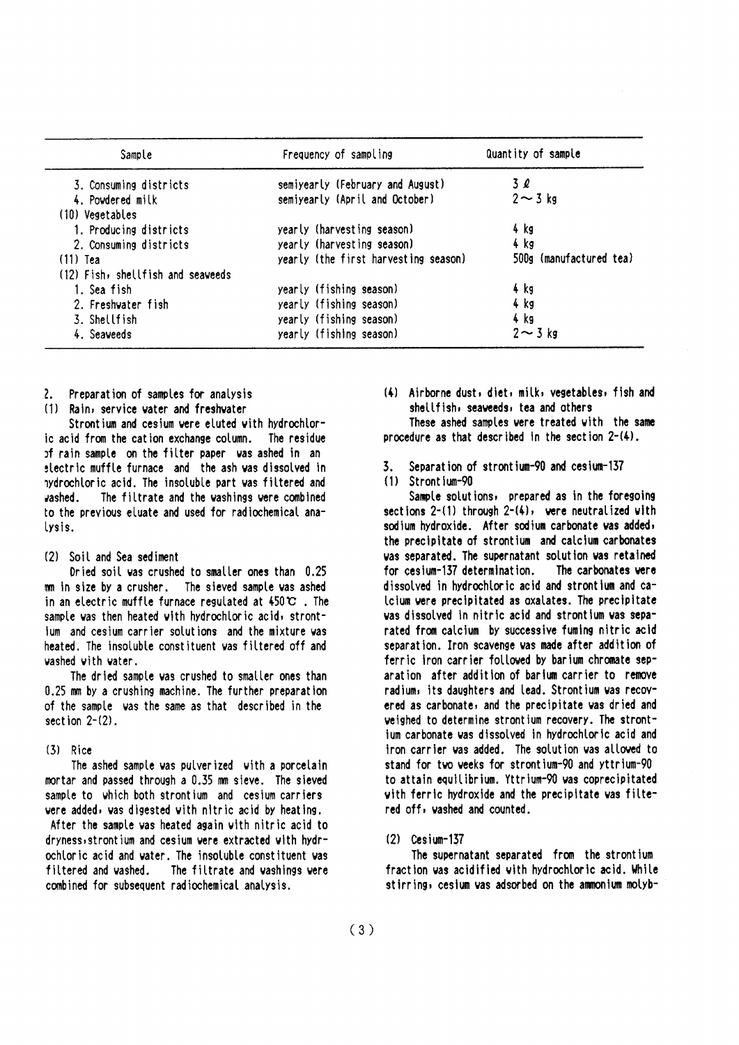| Sample | Frequency of sampling | Quantity of sample |
|---|---|---|
| 3. Consuming districts | semiyearly (February and August) | 3 ℓ |
| 4. Powdered milk | semiyearly (April and October) | 2 ～ 3 kg |
| (10) Vegetables | | |
| 1. Producing districts | yearly (harvesting season) | 4 kg |
| 2. Consuming districts | yearly (harvesting season) | 4 kg |
| (11) Tea | yearly (the first harvesting season) | 500g (manufactured tea) |
| (12) Fish, shellfish and seaweeds | | |
| 1. Sea fish | yearly (fishing season) | 4 kg |
| 2. Freshwater fish | yearly (fishing season) | 4 kg |
| 3. Shellfish | yearly (fishing season) | 4 kg |
| 4. Seaweeds | yearly (fishing season) | 2 ～ 3 kg |

2. Preparation of samples for analysis

(1) Rain, service water and freshwater

Strontium and cesium were eluted with hydrochloric acid from the cation exchange column. The residue of rain sample on the filter paper was ashed in an electric muffle furnace and the ash was dissolved in hydrochloric acid. The insoluble part was filtered and washed. The filtrate and the washings were combined to the previous eluate and used for radiochemical analysis.

(2) Soil and Sea sediment

Dried soil was crushed to smaller ones than 0.25 mm in size by a crusher. The sieved sample was ashed in an electric muffle furnace regulated at 450℃ . The sample was then heated with hydrochloric acid, strontium and cesium carrier solutions and the mixture was heated. The insoluble constituent was filtered off and washed with water.

The dried sample was crushed to smaller ones than 0.25 mm by a crushing machine. The further preparation of the sample was the same as that described in the section 2-(2).

(3) Rice

The ashed sample was pulverized with a porcelain mortar and passed through a 0.35 mm sieve. The sieved sample to which both strontium and cesium carriers were added, was digested with nitric acid by heating. After the sample was heated again with nitric acid to dryness, strontium and cesium were extracted with hydrochloric acid and water. The insoluble constituent was filtered and washed. The filtrate and washings were combined for subsequent radiochemical analysis.

(4) Airborne dust, diet, milk, vegetables, fish and shellfish, seaweeds, tea and others

These ashed samples were treated with the same procedure as that described in the section 2-(4).

3. Separation of strontium-90 and cesium-137

(1) Strontium-90

Sample solutions, prepared as in the foregoing sections 2-(1) through 2-(4), were neutralized with sodium hydroxide. After sodium carbonate was added, the precipitate of strontium and calcium carbonates was separated. The supernatant solution was retained for cesium-137 determination. The carbonates were dissolved in hydrochloric acid and strontium and calcium were precipitated as oxalates. The precipitate was dissolved in nitric acid and strontium was separated from calcium by successive fuming nitric acid separation. Iron scavenge was made after addition of ferric iron carrier followed by barium chromate separation after addition of barium carrier to remove radium, its daughters and lead. Strontium was recovered as carbonate, and the precipitate was dried and weighed to determine strontium recovery. The strontium carbonate was dissolved in hydrochloric acid and iron carrier was added. The solution was allowed to stand for two weeks for strontium-90 and yttrium-90 to attain equilibrium. Yttrium-90 was coprecipitated with ferric hydroxide and the precipitate was filtered off, washed and counted.

(2) Cesium-137

The supernatant separated from the strontium fraction was acidified with hydrochloric acid. While stirring, cesium was adsorbed on the ammonium molyb-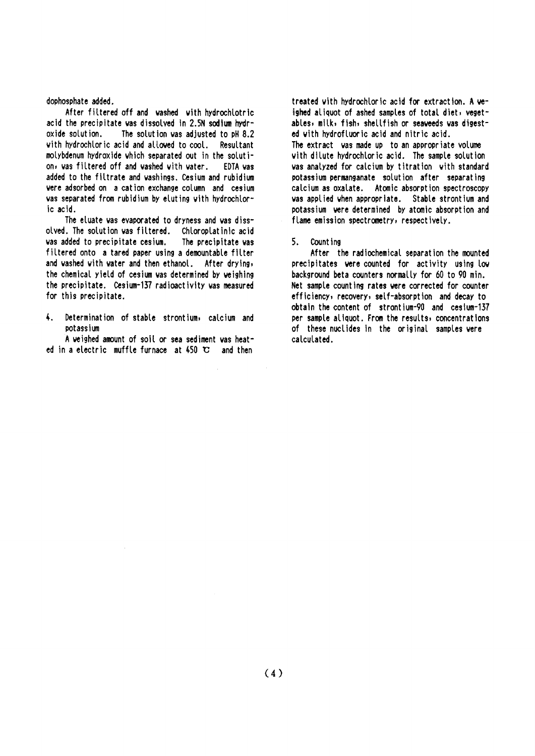dophosphate added.

After filtered off and washed with hydrochlotric acid the precipitate was dissolved in 2.5N sodium hydroxide solution. The solution was adjusted to pH 8.2 with hydrochloric acid and allowed to cool. Resultant molybdenum hydroxide which separated out in the solution, was filtered off and washed with water. EDTA was added to the filtrate and washings. Cesium and rubidium were adsorbed on a cation exchange column and cesium was separated from rubidium by eluting with hydrochloric acid.

The eluate was evaporated to dryness and was dissolved. The solution was filtered. Chloroplatinic acid was added to precipitate cesium. The precipitate was filtered onto a tared paper using a demountable filter and washed with water and then ethanol. After drying, the chemical yield of cesium was determined by weighing the precipitate. Cesium-137 radioactivity was measured for this precipitate.

## 4. Determination of stable strontium, calcium and potassium

A weighed amount of soil or sea sediment was heated in a electric muffle furnace at 450 ℃ and then treated with hydrochloric acid for extraction. A weighed aliquot of ashed samples of total diet, vegetables, milk, fish, shellfish or seaweeds was digested with hydrofluoric acid and nitric acid.
The extract was made up to an appropriate volume with dilute hydrochloric acid. The sample solution was analyzed for calcium by titration with standard potassium permanganate solution after separating calcium as oxalate. Atomic absorption spectroscopy was applied when appropriate. Stable strontium and potassium were determined by atomic absorption and flame emission spectrometry, respectively.

## 5. Counting

After the radiochemical separation the mounted precipitates were counted for activity using low background beta counters normally for 60 to 90 min. Net sample counting rates were corrected for counter efficiency, recovery, self-absorption and decay to obtain the content of strontium-90 and cesium-137 per sample aliquot. From the results, concentrations of these nuclides in the original samples were calculated.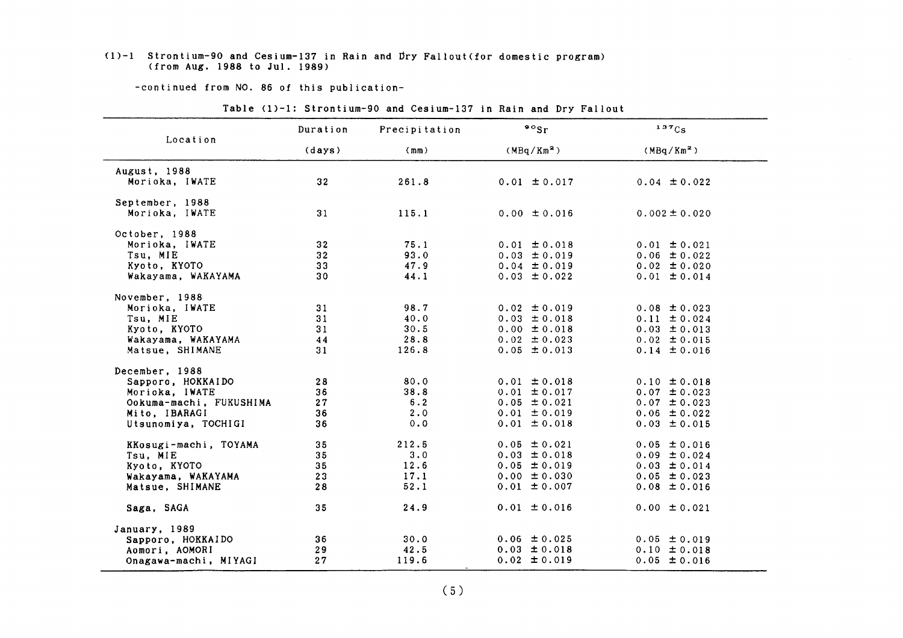(1)-1 Strontium-90 and Cesium-137 in Rain and Dry Fallout(for domestic program) (from Aug. 1988 to Jul. 1989)

-continued from NO. 86 of this publication-

Table (1)-1: Strontium-90 and Cesium-137 in Rain and Dry Fallout

| Location | Duration (days) | Precipitation (mm) | $^{90}Sr$ ($MBq/Km^2$) | $^{137}Cs$ ($MBq/Km^2$) |
|---|---|---|---|---|
| August, 1988 | | | | |
| Morioka, IWATE | 32 | 261.8 | 0.01 ±0.017 | 0.04 ±0.022 |
| September, 1988 | | | | |
| Morioka, IWATE | 31 | 115.1 | 0.00 ±0.016 | 0.002±0.020 |
| October, 1988 | | | | |
| Morioka, IWATE | 32 | 75.1 | 0.01 ±0.018 | 0.01 ±0.021 |
| Tsu, MIE | 32 | 93.0 | 0.03 ±0.019 | 0.06 ±0.022 |
| Kyoto, KYOTO | 33 | 47.9 | 0.04 ±0.019 | 0.02 ±0.020 |
| Wakayama, WAKAYAMA | 30 | 44.1 | 0.03 ±0.022 | 0.01 ±0.014 |
| November, 1988 | | | | |
| Morioka, IWATE | 31 | 98.7 | 0.02 ±0.019 | 0.08 ±0.023 |
| Tsu, MIE | 31 | 40.0 | 0.03 ±0.018 | 0.11 ±0.024 |
| Kyoto, KYOTO | 31 | 30.5 | 0.00 ±0.018 | 0.03 ±0.013 |
| Wakayama, WAKAYAMA | 44 | 28.8 | 0.02 ±0.023 | 0.02 ±0.015 |
| Matsue, SHIMANE | 31 | 126.8 | 0.05 ±0.013 | 0.14 ±0.016 |
| December, 1988 | | | | |
| Sapporo, HOKKAIDO | 28 | 80.0 | 0.01 ±0.018 | 0.10 ±0.018 |
| Morioka, IWATE | 36 | 38.8 | 0.01 ±0.017 | 0.07 ±0.023 |
| Ookuma-machi, FUKUSHIMA | 27 | 6.2 | 0.05 ±0.021 | 0.07 ±0.023 |
| Mito, IBARAGI | 36 | 2.0 | 0.01 ±0.019 | 0.06 ±0.022 |
| Utsunomiya, TOCHIGI | 36 | 0.0 | 0.01 ±0.018 | 0.03 ±0.015 |
| KKosugi-machi, TOYAMA | 35 | 212.5 | 0.05 ±0.021 | 0.05 ±0.016 |
| Tsu, MIE | 35 | 3.0 | 0.03 ±0.018 | 0.09 ±0.024 |
| Kyoto, KYOTO | 35 | 12.6 | 0.05 ±0.019 | 0.03 ±0.014 |
| Wakayama, WAKAYAMA | 23 | 17.1 | 0.00 ±0.030 | 0.05 ±0.023 |
| Matsue, SHIMANE | 28 | 52.1 | 0.01 ±0.007 | 0.08 ±0.016 |
| Saga, SAGA | 35 | 24.9 | 0.01 ±0.016 | 0.00 ±0.021 |
| January, 1989 | | | | |
| Sapporo, HOKKAIDO | 36 | 30.0 | 0.06 ±0.025 | 0.05 ±0.019 |
| Aomori, AOMORI | 29 | 42.5 | 0.03 ±0.018 | 0.10 ±0.018 |
| Onagawa-machi, MIYAGI | 27 | 119.6 | 0.02 ±0.019 | 0.05 ±0.016 |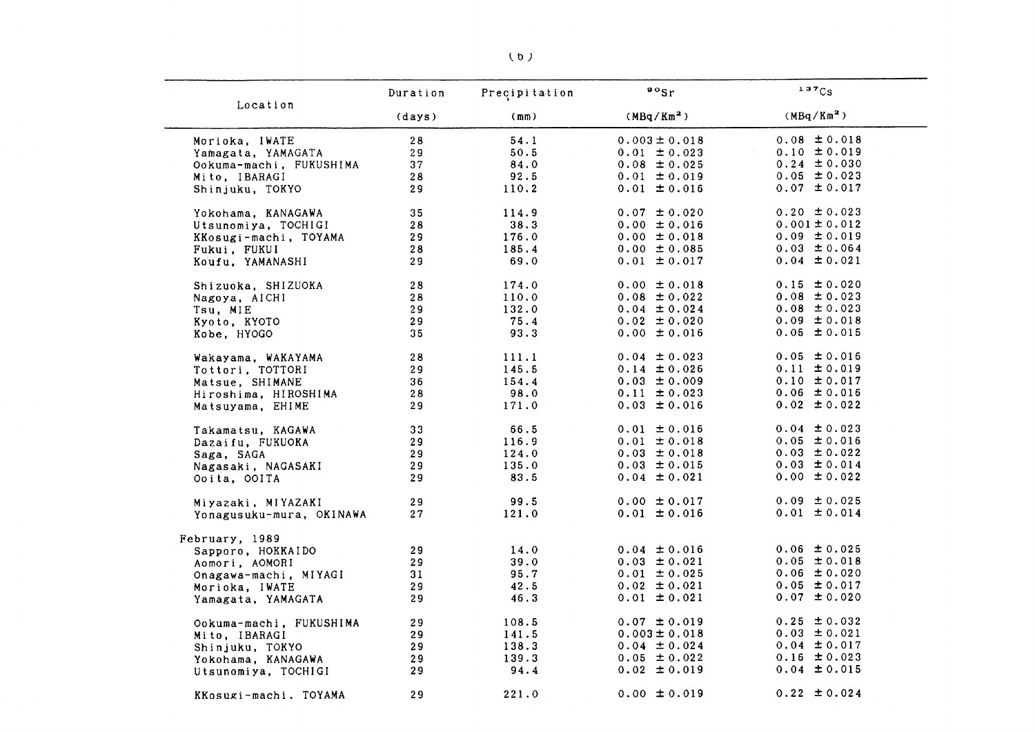| Location | Duration (days) | Precipitation (mm) | $^{90}Sr$ ($MBq/Km^2$) | $^{137}Cs$ ($MBq/Km^2$) |
|---|---|---|---|---|
| Morioka, IWATE | 28 | 54.1 | 0.003 ± 0.018 | 0.08 ± 0.018 |
| Yamagata, YAMAGATA | 29 | 50.5 | 0.01 ± 0.023 | 0.10 ± 0.019 |
| Ookuma-machi, FUKUSHIMA | 37 | 84.0 | 0.08 ± 0.025 | 0.24 ± 0.030 |
| Mito, IBARAGI | 28 | 92.5 | 0.01 ± 0.019 | 0.05 ± 0.023 |
| Shinjuku, TOKYO | 29 | 110.2 | 0.01 ± 0.016 | 0.07 ± 0.017 |
| Yokohama, KANAGAWA | 35 | 114.9 | 0.07 ± 0.020 | 0.20 ± 0.023 |
| Utsunomiya, TOCHIGI | 28 | 38.3 | 0.00 ± 0.016 | 0.001 ± 0.012 |
| KKosugi-machi, TOYAMA | 29 | 176.0 | 0.00 ± 0.018 | 0.09 ± 0.019 |
| Fukui, FUKUI | 28 | 185.4 | 0.00 ± 0.085 | 0.03 ± 0.064 |
| Koufu, YAMANASHI | 29 | 69.0 | 0.01 ± 0.017 | 0.04 ± 0.021 |
| Shizuoka, SHIZUOKA | 28 | 174.0 | 0.00 ± 0.018 | 0.15 ± 0.020 |
| Nagoya, AICHI | 28 | 110.0 | 0.08 ± 0.022 | 0.08 ± 0.023 |
| Tsu, MIE | 29 | 132.0 | 0.04 ± 0.024 | 0.08 ± 0.023 |
| Kyoto, KYOTO | 29 | 75.4 | 0.02 ± 0.020 | 0.09 ± 0.018 |
| Kobe, HYOGO | 35 | 93.3 | 0.00 ± 0.016 | 0.05 ± 0.015 |
| Wakayama, WAKAYAMA | 28 | 111.1 | 0.04 ± 0.023 | 0.05 ± 0.016 |
| Tottori, TOTTORI | 29 | 145.5 | 0.14 ± 0.026 | 0.11 ± 0.019 |
| Matsue, SHIMANE | 36 | 154.4 | 0.03 ± 0.009 | 0.10 ± 0.017 |
| Hiroshima, HIROSHIMA | 28 | 98.0 | 0.11 ± 0.023 | 0.06 ± 0.016 |
| Matsuyama, EHIME | 29 | 171.0 | 0.03 ± 0.016 | 0.02 ± 0.022 |
| Takamatsu, KAGAWA | 33 | 66.5 | 0.01 ± 0.016 | 0.04 ± 0.023 |
| Dazaifu, FUKUOKA | 29 | 116.9 | 0.01 ± 0.018 | 0.05 ± 0.016 |
| Saga, SAGA | 29 | 124.0 | 0.03 ± 0.018 | 0.03 ± 0.022 |
| Nagasaki, NAGASAKI | 29 | 135.0 | 0.03 ± 0.015 | 0.03 ± 0.014 |
| Ooita, OOITA | 29 | 83.5 | 0.04 ± 0.021 | 0.00 ± 0.022 |
| Miyazaki, MIYAZAKI | 29 | 99.5 | 0.00 ± 0.017 | 0.09 ± 0.025 |
| Yonagusuku-mura, OKINAWA | 27 | 121.0 | 0.01 ± 0.016 | 0.01 ± 0.014 |
| February, 1989 | | | | |
| Sapporo, HOKKAIDO | 29 | 14.0 | 0.04 ± 0.016 | 0.06 ± 0.025 |
| Aomori, AOMORI | 29 | 39.0 | 0.03 ± 0.021 | 0.05 ± 0.018 |
| Onagawa-machi, MIYAGI | 31 | 95.7 | 0.01 ± 0.025 | 0.06 ± 0.020 |
| Morioka, IWATE | 29 | 42.5 | 0.02 ± 0.021 | 0.05 ± 0.017 |
| Yamagata, YAMAGATA | 29 | 46.3 | 0.01 ± 0.021 | 0.07 ± 0.020 |
| Ookuma-machi, FUKUSHIMA | 29 | 108.5 | 0.07 ± 0.019 | 0.25 ± 0.032 |
| Mito, IBARAGI | 29 | 141.5 | 0.003 ± 0.018 | 0.03 ± 0.021 |
| Shinjuku, TOKYO | 29 | 138.3 | 0.04 ± 0.024 | 0.04 ± 0.017 |
| Yokohama, KANAGAWA | 29 | 139.3 | 0.05 ± 0.022 | 0.16 ± 0.023 |
| Utsunomiya, TOCHIGI | 29 | 94.4 | 0.02 ± 0.019 | 0.04 ± 0.015 |
| KKosugi-machi, TOYAMA | 29 | 221.0 | 0.00 ± 0.019 | 0.22 ± 0.024 |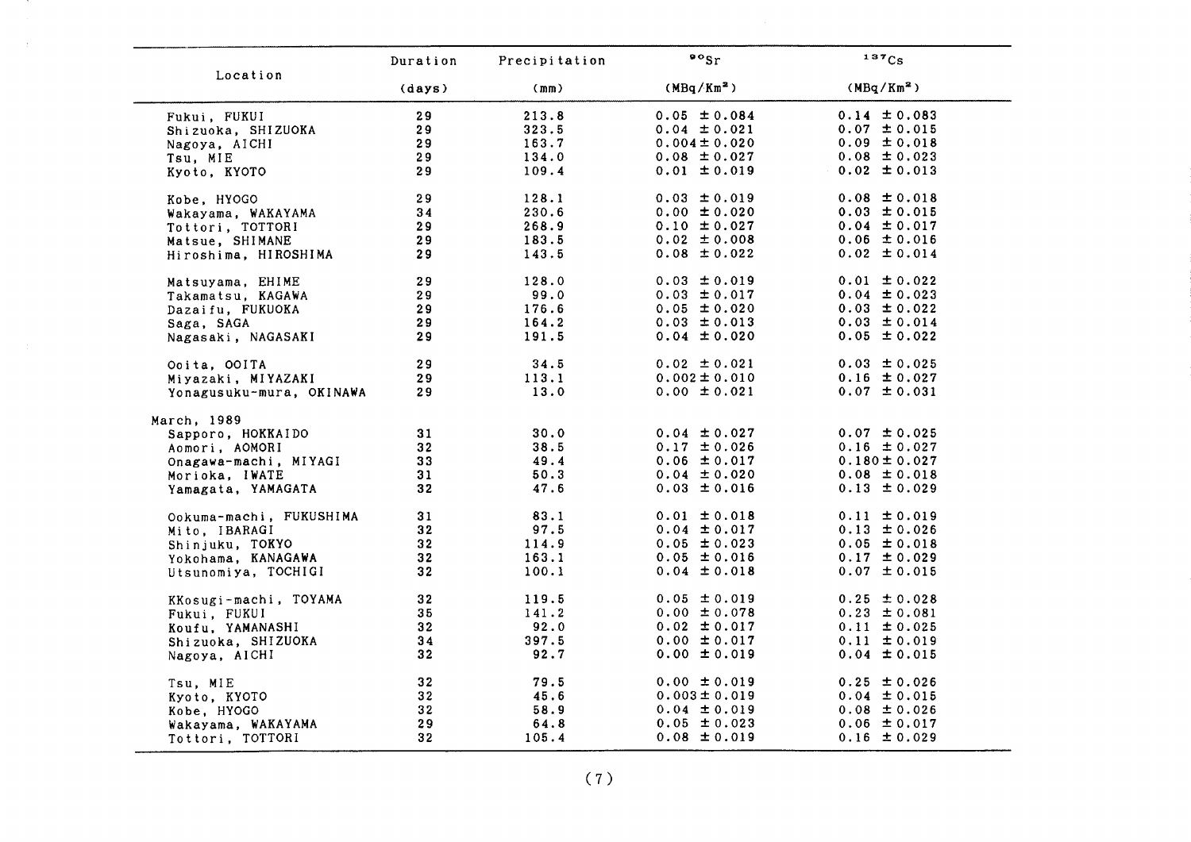| Location | Duration (days) | Precipitation (mm) | $^{90}Sr$ (MBq/Km²) | $^{137}Cs$ (MBq/Km²) |
|---|---|---|---|---|
| Fukui, FUKUI | 29 | 213.8 | 0.05 ±0.084 | 0.14 ±0.083 |
| Shizuoka, SHIZUOKA | 29 | 323.5 | 0.04 ±0.021 | 0.07 ±0.015 |
| Nagoya, AICHI | 29 | 163.7 | 0.004±0.020 | 0.09 ±0.018 |
| Tsu, MIE | 29 | 134.0 | 0.08 ±0.027 | 0.08 ±0.023 |
| Kyoto, KYOTO | 29 | 109.4 | 0.01 ±0.019 | 0.02 ±0.013 |
| Kobe, HYOGO | 29 | 128.1 | 0.03 ±0.019 | 0.08 ±0.018 |
| Wakayama, WAKAYAMA | 34 | 230.6 | 0.00 ±0.020 | 0.03 ±0.015 |
| Tottori, TOTTORI | 29 | 268.9 | 0.10 ±0.027 | 0.04 ±0.017 |
| Matsue, SHIMANE | 29 | 183.5 | 0.02 ±0.008 | 0.06 ±0.016 |
| Hiroshima, HIROSHIMA | 29 | 143.5 | 0.08 ±0.022 | 0.02 ±0.014 |
| Matsuyama, EHIME | 29 | 128.0 | 0.03 ±0.019 | 0.01 ±0.022 |
| Takamatsu, KAGAWA | 29 | 99.0 | 0.03 ±0.017 | 0.04 ±0.023 |
| Dazaifu, FUKUOKA | 29 | 176.6 | 0.05 ±0.020 | 0.03 ±0.022 |
| Saga, SAGA | 29 | 164.2 | 0.03 ±0.013 | 0.03 ±0.014 |
| Nagasaki, NAGASAKI | 29 | 191.5 | 0.04 ±0.020 | 0.05 ±0.022 |
| Ooita, OOITA | 29 | 34.5 | 0.02 ±0.021 | 0.03 ±0.025 |
| Miyazaki, MIYAZAKI | 29 | 113.1 | 0.002±0.010 | 0.16 ±0.027 |
| Yonagusuku-mura, OKINAWA | 29 | 13.0 | 0.00 ±0.021 | 0.07 ±0.031 |
| March, 1989 | | | | |
| Sapporo, HOKKAIDO | 31 | 30.0 | 0.04 ±0.027 | 0.07 ±0.025 |
| Aomori, AOMORI | 32 | 38.5 | 0.17 ±0.026 | 0.16 ±0.027 |
| Onagawa-machi, MIYAGI | 33 | 49.4 | 0.06 ±0.017 | 0.180±0.027 |
| Morioka, IWATE | 31 | 50.3 | 0.04 ±0.020 | 0.08 ±0.018 |
| Yamagata, YAMAGATA | 32 | 47.6 | 0.03 ±0.016 | 0.13 ±0.029 |
| Ookuma-machi, FUKUSHIMA | 31 | 83.1 | 0.01 ±0.018 | 0.11 ±0.019 |
| Mito, IBARAGI | 32 | 97.5 | 0.04 ±0.017 | 0.13 ±0.026 |
| Shinjuku, TOKYO | 32 | 114.9 | 0.05 ±0.023 | 0.05 ±0.018 |
| Yokohama, KANAGAWA | 32 | 163.1 | 0.05 ±0.016 | 0.17 ±0.029 |
| Utsunomiya, TOCHIGI | 32 | 100.1 | 0.04 ±0.018 | 0.07 ±0.015 |
| KKosugi-machi, TOYAMA | 32 | 119.5 | 0.05 ±0.019 | 0.25 ±0.028 |
| Fukui, FUKUI | 35 | 141.2 | 0.00 ±0.078 | 0.23 ±0.081 |
| Koufu, YAMANASHI | 32 | 92.0 | 0.02 ±0.017 | 0.11 ±0.025 |
| Shizuoka, SHIZUOKA | 34 | 397.5 | 0.00 ±0.017 | 0.11 ±0.019 |
| Nagoya, AICHI | 32 | 92.7 | 0.00 ±0.019 | 0.04 ±0.015 |
| Tsu, MIE | 32 | 79.5 | 0.00 ±0.019 | 0.25 ±0.026 |
| Kyoto, KYOTO | 32 | 45.6 | 0.003±0.019 | 0.04 ±0.015 |
| Kobe, HYOGO | 32 | 58.9 | 0.04 ±0.019 | 0.08 ±0.026 |
| Wakayama, WAKAYAMA | 29 | 64.8 | 0.05 ±0.023 | 0.06 ±0.017 |
| Tottori, TOTTORI | 32 | 105.4 | 0.08 ±0.019 | 0.16 ±0.029 |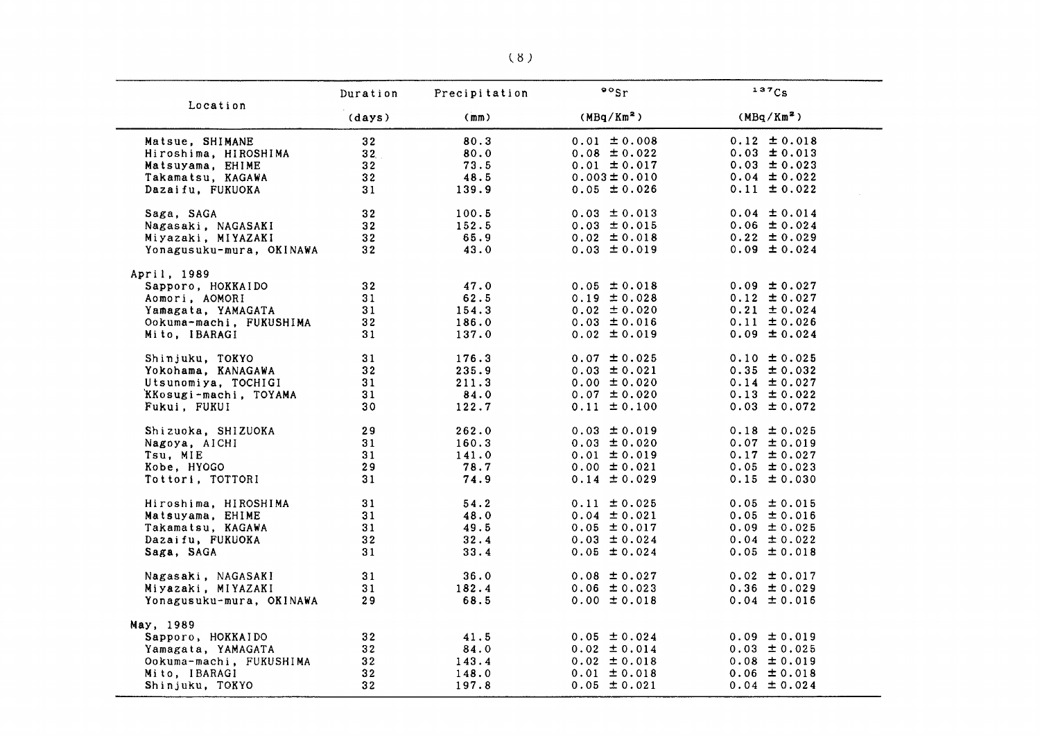| Location | Duration (days) | Precipitation (mm) | $^{90}Sr$ ($MBq/Km^2$) | $^{137}Cs$ ($MBq/Km^2$) |
|---|---|---|---|---|
| Matsue, SHIMANE | 32 | 80.3 | 0.01 ± 0.008 | 0.12 ± 0.018 |
| Hiroshima, HIROSHIMA | 32 | 80.0 | 0.08 ± 0.022 | 0.03 ± 0.013 |
| Matsuyama, EHIME | 32 | 73.5 | 0.01 ± 0.017 | 0.03 ± 0.023 |
| Takamatsu, KAGAWA | 32 | 48.5 | 0.003 ± 0.010 | 0.04 ± 0.022 |
| Dazaifu, FUKUOKA | 31 | 139.9 | 0.05 ± 0.026 | 0.11 ± 0.022 |
| Saga, SAGA | 32 | 100.5 | 0.03 ± 0.013 | 0.04 ± 0.014 |
| Nagasaki, NAGASAKI | 32 | 152.5 | 0.03 ± 0.015 | 0.06 ± 0.024 |
| Miyazaki, MIYAZAKI | 32 | 65.9 | 0.02 ± 0.018 | 0.22 ± 0.029 |
| Yonagusuku-mura, OKINAWA | 32 | 43.0 | 0.03 ± 0.019 | 0.09 ± 0.024 |
| April, 1989 | | | | |
| Sapporo, HOKKAIDO | 32 | 47.0 | 0.05 ± 0.018 | 0.09 ± 0.027 |
| Aomori, AOMORI | 31 | 62.5 | 0.19 ± 0.028 | 0.12 ± 0.027 |
| Yamagata, YAMAGATA | 31 | 154.3 | 0.02 ± 0.020 | 0.21 ± 0.024 |
| Ookuma-machi, FUKUSHIMA | 32 | 186.0 | 0.03 ± 0.016 | 0.11 ± 0.026 |
| Mito, IBARAGI | 31 | 137.0 | 0.02 ± 0.019 | 0.09 ± 0.024 |
| Shinjuku, TOKYO | 31 | 176.3 | 0.07 ± 0.025 | 0.10 ± 0.025 |
| Yokohama, KANAGAWA | 32 | 235.9 | 0.03 ± 0.021 | 0.35 ± 0.032 |
| Utsunomiya, TOCHIGI | 31 | 211.3 | 0.00 ± 0.020 | 0.14 ± 0.027 |
| KKosugi-machi, TOYAMA | 31 | 84.0 | 0.07 ± 0.020 | 0.13 ± 0.022 |
| Fukui, FUKUI | 30 | 122.7 | 0.11 ± 0.100 | 0.03 ± 0.072 |
| Shizuoka, SHIZUOKA | 29 | 262.0 | 0.03 ± 0.019 | 0.18 ± 0.025 |
| Nagoya, AICHI | 31 | 160.3 | 0.03 ± 0.020 | 0.07 ± 0.019 |
| Tsu, MIE | 31 | 141.0 | 0.01 ± 0.019 | 0.17 ± 0.027 |
| Kobe, HYOGO | 29 | 78.7 | 0.00 ± 0.021 | 0.05 ± 0.023 |
| Tottori, TOTTORI | 31 | 74.9 | 0.14 ± 0.029 | 0.15 ± 0.030 |
| Hiroshima, HIROSHIMA | 31 | 54.2 | 0.11 ± 0.025 | 0.05 ± 0.015 |
| Matsuyama, EHIME | 31 | 48.0 | 0.04 ± 0.021 | 0.05 ± 0.016 |
| Takamatsu, KAGAWA | 31 | 49.5 | 0.05 ± 0.017 | 0.09 ± 0.025 |
| Dazaifu, FUKUOKA | 32 | 32.4 | 0.03 ± 0.024 | 0.04 ± 0.022 |
| Saga, SAGA | 31 | 33.4 | 0.05 ± 0.024 | 0.05 ± 0.018 |
| Nagasaki, NAGASAKI | 31 | 36.0 | 0.08 ± 0.027 | 0.02 ± 0.017 |
| Miyazaki, MIYAZAKI | 31 | 182.4 | 0.06 ± 0.023 | 0.36 ± 0.029 |
| Yonagusuku-mura, OKINAWA | 29 | 68.5 | 0.00 ± 0.018 | 0.04 ± 0.016 |
| May, 1989 | | | | |
| Sapporo, HOKKAIDO | 32 | 41.5 | 0.05 ± 0.024 | 0.09 ± 0.019 |
| Yamagata, YAMAGATA | 32 | 84.0 | 0.02 ± 0.014 | 0.03 ± 0.025 |
| Ookuma-machi, FUKUSHIMA | 32 | 143.4 | 0.02 ± 0.018 | 0.08 ± 0.019 |
| Mito, IBARAGI | 32 | 148.0 | 0.01 ± 0.018 | 0.06 ± 0.018 |
| Shinjuku, TOKYO | 32 | 197.8 | 0.05 ± 0.021 | 0.04 ± 0.024 |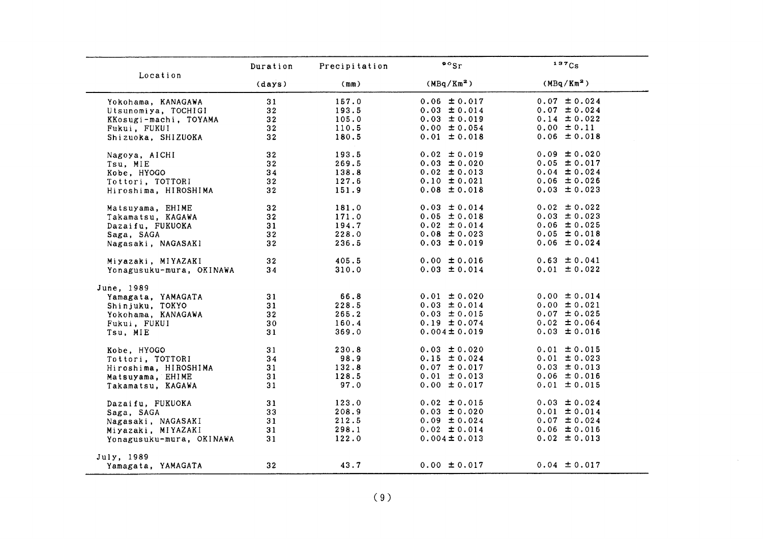| Location | Duration (days) | Precipitation (mm) | $^{90}Sr$ ($MBq/Km^2$) | $^{137}Cs$ ($MBq/Km^2$) |
|---|---|---|---|---|
| Yokohama, KANAGAWA | 31 | 157.0 | 0.06 ±0.017 | 0.07 ±0.024 |
| Utsunomiya, TOCHIGI | 32 | 193.5 | 0.03 ±0.014 | 0.07 ±0.024 |
| KKosugi-machi, TOYAMA | 32 | 105.0 | 0.03 ±0.019 | 0.14 ±0.022 |
| Fukui, FUKUI | 32 | 110.5 | 0.00 ±0.054 | 0.00 ±0.11 |
| Shizuoka, SHIZUOKA | 32 | 180.5 | 0.01 ±0.018 | 0.06 ±0.018 |
| Nagoya, AICHI | 32 | 193.5 | 0.02 ±0.019 | 0.09 ±0.020 |
| Tsu, MIE | 32 | 269.5 | 0.03 ±0.020 | 0.05 ±0.017 |
| Kobe, HYOGO | 34 | 138.8 | 0.02 ±0.013 | 0.04 ±0.024 |
| Tottori, TOTTORI | 32 | 127.6 | 0.10 ±0.021 | 0.06 ±0.026 |
| Hiroshima, HIROSHIMA | 32 | 151.9 | 0.08 ±0.018 | 0.03 ±0.023 |
| Matsuyama, EHIME | 32 | 181.0 | 0.03 ±0.014 | 0.02 ±0.022 |
| Takamatsu, KAGAWA | 32 | 171.0 | 0.05 ±0.018 | 0.03 ±0.023 |
| Dazaifu, FUKUOKA | 31 | 194.7 | 0.02 ±0.014 | 0.06 ±0.025 |
| Saga, SAGA | 32 | 228.0 | 0.08 ±0.023 | 0.05 ±0.018 |
| Nagasaki, NAGASAKI | 32 | 236.5 | 0.03 ±0.019 | 0.06 ±0.024 |
| Miyazaki, MIYAZAKI | 32 | 405.5 | 0.00 ±0.016 | 0.63 ±0.041 |
| Yonagusuku-mura, OKINAWA | 34 | 310.0 | 0.03 ±0.014 | 0.01 ±0.022 |
| June, 1989 | | | | |
| Yamagata, YAMAGATA | 31 | 66.8 | 0.01 ±0.020 | 0.00 ±0.014 |
| Shinjuku, TOKYO | 31 | 228.5 | 0.03 ±0.014 | 0.00 ±0.021 |
| Yokohama, KANAGAWA | 32 | 265.2 | 0.03 ±0.015 | 0.07 ±0.025 |
| Fukui, FUKUI | 30 | 160.4 | 0.19 ±0.074 | 0.02 ±0.064 |
| Tsu, MIE | 31 | 369.0 | 0.004±0.019 | 0.03 ±0.016 |
| Kobe, HYOGO | 31 | 230.8 | 0.03 ±0.020 | 0.01 ±0.015 |
| Tottori, TOTTORI | 34 | 98.9 | 0.15 ±0.024 | 0.01 ±0.023 |
| Hiroshima, HIROSHIMA | 31 | 132.8 | 0.07 ±0.017 | 0.03 ±0.013 |
| Matsuyama, EHIME | 31 | 128.5 | 0.01 ±0.013 | 0.06 ±0.016 |
| Takamatsu, KAGAWA | 31 | 97.0 | 0.00 ±0.017 | 0.01 ±0.015 |
| Dazaifu, FUKUOKA | 31 | 123.0 | 0.02 ±0.015 | 0.03 ±0.024 |
| Saga, SAGA | 33 | 208.9 | 0.03 ±0.020 | 0.01 ±0.014 |
| Nagasaki, NAGASAKI | 31 | 212.5 | 0.09 ±0.024 | 0.07 ±0.024 |
| Miyazaki, MIYAZAKI | 31 | 298.1 | 0.02 ±0.014 | 0.06 ±0.016 |
| Yonagusuku-mura, OKINAWA | 31 | 122.0 | 0.004±0.013 | 0.02 ±0.013 |
| July, 1989 | | | | |
| Yamagata, YAMAGATA | 32 | 43.7 | 0.00 ±0.017 | 0.04 ±0.017 |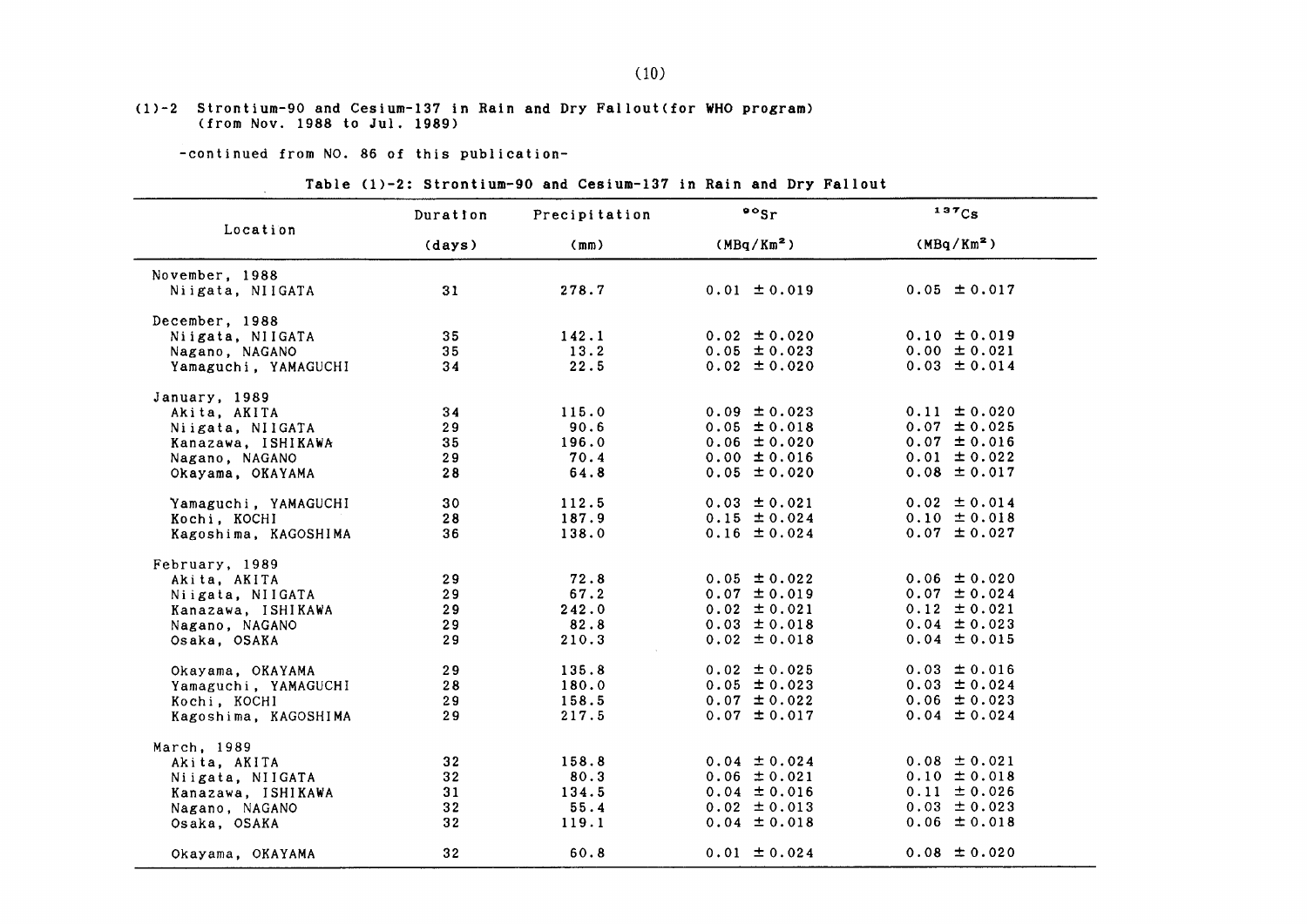(1)-2 Strontium-90 and Cesium-137 in Rain and Dry Fallout(for WHO program) (from Nov. 1988 to Jul. 1989)

-continued from NO. 86 of this publication-

Table (1)-2: Strontium-90 and Cesium-137 in Rain and Dry Fallout

| Location | Duration (days) | Precipitation (mm) | $^{90}Sr$ ($MBq/Km^2$) | $^{137}Cs$ ($MBq/Km^2$) |
|---|---|---|---|---|
| November, 1988 | | | | |
| Niigata, NIIGATA | 31 | 278.7 | 0.01 ±0.019 | 0.05 ±0.017 |
| December, 1988 | | | | |
| Niigata, NIIGATA | 35 | 142.1 | 0.02 ±0.020 | 0.10 ±0.019 |
| Nagano, NAGANO | 35 | 13.2 | 0.05 ±0.023 | 0.00 ±0.021 |
| Yamaguchi, YAMAGUCHI | 34 | 22.5 | 0.02 ±0.020 | 0.03 ±0.014 |
| January, 1989 | | | | |
| Akita, AKITA | 34 | 115.0 | 0.09 ±0.023 | 0.11 ±0.020 |
| Niigata, NIIGATA | 29 | 90.6 | 0.05 ±0.018 | 0.07 ±0.025 |
| Kanazawa, ISHIKAWA | 35 | 196.0 | 0.06 ±0.020 | 0.07 ±0.016 |
| Nagano, NAGANO | 29 | 70.4 | 0.00 ±0.016 | 0.01 ±0.022 |
| Okayama, OKAYAMA | 28 | 64.8 | 0.05 ±0.020 | 0.08 ±0.017 |
| Yamaguchi, YAMAGUCHI | 30 | 112.5 | 0.03 ±0.021 | 0.02 ±0.014 |
| Kochi, KOCHI | 28 | 187.9 | 0.15 ±0.024 | 0.10 ±0.018 |
| Kagoshima, KAGOSHIMA | 36 | 138.0 | 0.16 ±0.024 | 0.07 ±0.027 |
| February, 1989 | | | | |
| Akita, AKITA | 29 | 72.8 | 0.05 ±0.022 | 0.06 ±0.020 |
| Niigata, NIIGATA | 29 | 67.2 | 0.07 ±0.019 | 0.07 ±0.024 |
| Kanazawa, ISHIKAWA | 29 | 242.0 | 0.02 ±0.021 | 0.12 ±0.021 |
| Nagano, NAGANO | 29 | 82.8 | 0.03 ±0.018 | 0.04 ±0.023 |
| Osaka, OSAKA | 29 | 210.3 | 0.02 ±0.018 | 0.04 ±0.015 |
| Okayama, OKAYAMA | 29 | 135.8 | 0.02 ±0.025 | 0.03 ±0.016 |
| Yamaguchi, YAMAGUCHI | 28 | 180.0 | 0.05 ±0.023 | 0.03 ±0.024 |
| Kochi, KOCHI | 29 | 158.5 | 0.07 ±0.022 | 0.06 ±0.023 |
| Kagoshima, KAGOSHIMA | 29 | 217.5 | 0.07 ±0.017 | 0.04 ±0.024 |
| March, 1989 | | | | |
| Akita, AKITA | 32 | 158.8 | 0.04 ±0.024 | 0.08 ±0.021 |
| Niigata, NIIGATA | 32 | 80.3 | 0.06 ±0.021 | 0.10 ±0.018 |
| Kanazawa, ISHIKAWA | 31 | 134.5 | 0.04 ±0.016 | 0.11 ±0.026 |
| Nagano, NAGANO | 32 | 55.4 | 0.02 ±0.013 | 0.03 ±0.023 |
| Osaka, OSAKA | 32 | 119.1 | 0.04 ±0.018 | 0.06 ±0.018 |
| Okayama, OKAYAMA | 32 | 60.8 | 0.01 ±0.024 | 0.08 ±0.020 |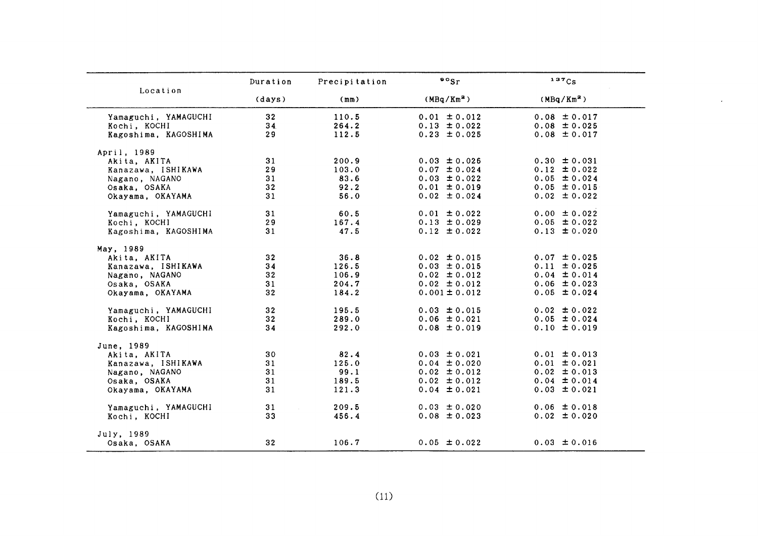| Location | Duration | Precipitation | $^{90}Sr$ | $^{137}Cs$ |
|---|---|---|---|---|
| | (days) | (mm) | ($MBq/Km^2$) | ($MBq/Km^2$) |
| Yamaguchi, YAMAGUCHI | 32 | 110.5 | 0.01 ±0.012 | 0.08 ±0.017 |
| Kochi, KOCHI | 34 | 264.2 | 0.13 ±0.022 | 0.08 ±0.025 |
| Kagoshima, KAGOSHIMA | 29 | 112.5 | 0.23 ±0.025 | 0.08 ±0.017 |
| April, 1989 | | | | |
| Akita, AKITA | 31 | 200.9 | 0.03 ±0.026 | 0.30 ±0.031 |
| Kanazawa, ISHIKAWA | 29 | 103.0 | 0.07 ±0.024 | 0.12 ±0.022 |
| Nagano, NAGANO | 31 | 83.6 | 0.03 ±0.022 | 0.05 ±0.024 |
| Osaka, OSAKA | 32 | 92.2 | 0.01 ±0.019 | 0.05 ±0.015 |
| Okayama, OKAYAMA | 31 | 56.0 | 0.02 ±0.024 | 0.02 ±0.022 |
| Yamaguchi, YAMAGUCHI | 31 | 60.5 | 0.01 ±0.022 | 0.00 ±0.022 |
| Kochi, KOCHI | 29 | 167.4 | 0.13 ±0.029 | 0.05 ±0.022 |
| Kagoshima, KAGOSHIMA | 31 | 47.5 | 0.12 ±0.022 | 0.13 ±0.020 |
| May, 1989 | | | | |
| Akita, AKITA | 32 | 36.8 | 0.02 ±0.015 | 0.07 ±0.025 |
| Kanazawa, ISHIKAWA | 34 | 126.5 | 0.03 ±0.015 | 0.11 ±0.025 |
| Nagano, NAGANO | 32 | 106.9 | 0.02 ±0.012 | 0.04 ±0.014 |
| Osaka, OSAKA | 31 | 204.7 | 0.02 ±0.012 | 0.06 ±0.023 |
| Okayama, OKAYAMA | 32 | 184.2 | 0.001±0.012 | 0.05 ±0.024 |
| Yamaguchi, YAMAGUCHI | 32 | 195.5 | 0.03 ±0.015 | 0.02 ±0.022 |
| Kochi, KOCHI | 32 | 289.0 | 0.06 ±0.021 | 0.05 ±0.024 |
| Kagoshima, KAGOSHIMA | 34 | 292.0 | 0.08 ±0.019 | 0.10 ±0.019 |
| June, 1989 | | | | |
| Akita, AKITA | 30 | 82.4 | 0.03 ±0.021 | 0.01 ±0.013 |
| Kanazawa, ISHIKAWA | 31 | 125.0 | 0.04 ±0.020 | 0.01 ±0.021 |
| Nagano, NAGANO | 31 | 99.1 | 0.02 ±0.012 | 0.02 ±0.013 |
| Osaka, OSAKA | 31 | 189.5 | 0.02 ±0.012 | 0.04 ±0.014 |
| Okayama, OKAYAMA | 31 | 121.3 | 0.04 ±0.021 | 0.03 ±0.021 |
| Yamaguchi, YAMAGUCHI | 31 | 209.5 | 0.03 ±0.020 | 0.06 ±0.018 |
| Kochi, KOCHI | 33 | 456.4 | 0.08 ±0.023 | 0.02 ±0.020 |
| July, 1989 | | | | |
| Osaka, OSAKA | 32 | 106.7 | 0.05 ±0.022 | 0.03 ±0.016 |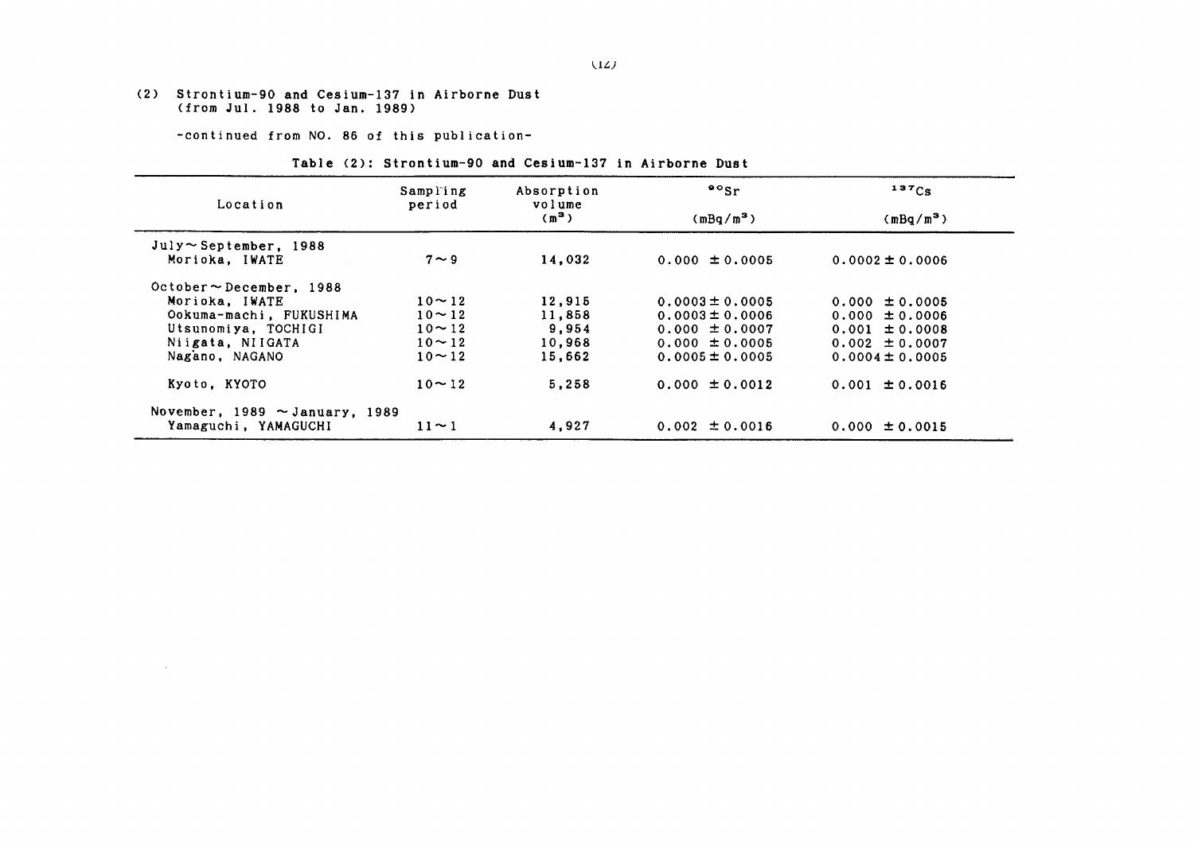(2) Strontium-90 and Cesium-137 in Airborne Dust (from Jul. 1988 to Jan. 1989)

-continued from NO. 86 of this publication-

Table (2): Strontium-90 and Cesium-137 in Airborne Dust

| Location | Sampling period | Absorption volume ($m^3$) | $^{90}Sr$ ($mBq/m^3$) | $^{137}Cs$ ($mBq/m^3$) |
|---|---|---|---|---|
| July～September, 1988 | | | | |
| Morioka, IWATE | 7～9 | 14,032 | 0.000 ± 0.0005 | 0.0002 ± 0.0006 |
| October～December, 1988 | | | | |
| Morioka, IWATE | 10～12 | 12,915 | 0.0003 ± 0.0005 | 0.000 ± 0.0005 |
| Ookuma-machi, FUKUSHIMA | 10～12 | 11,858 | 0.0003 ± 0.0006 | 0.000 ± 0.0006 |
| Utsunomiya, TOCHIGI | 10～12 | 9,954 | 0.000 ± 0.0007 | 0.001 ± 0.0008 |
| Niigata, NIIGATA | 10～12 | 10,968 | 0.000 ± 0.0005 | 0.002 ± 0.0007 |
| Nagano, NAGANO | 10～12 | 15,662 | 0.0005 ± 0.0005 | 0.0004 ± 0.0005 |
| Kyoto, KYOTO | 10～12 | 5,258 | 0.000 ± 0.0012 | 0.001 ± 0.0016 |
| November, 1989 ～January, 1989 | | | | |
| Yamaguchi, YAMAGUCHI | 11～1 | 4,927 | 0.002 ± 0.0016 | 0.000 ± 0.0015 |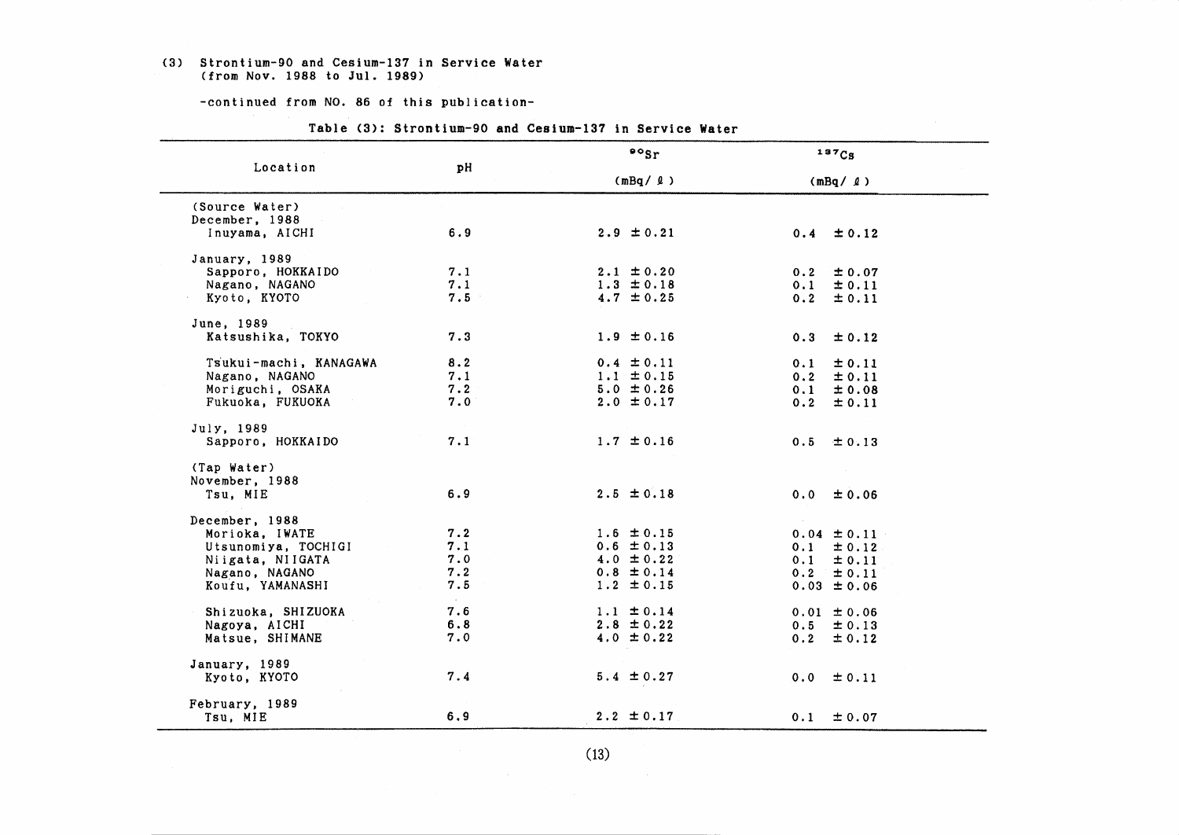(3) Strontium-90 and Cesium-137 in Service Water (from Nov. 1988 to Jul. 1989)

-continued from NO. 86 of this publication-

Table (3): Strontium-90 and Cesium-137 in Service Water

| Location | pH | $^{90}Sr$ (mBq/ℓ) | $^{137}Cs$ (mBq/ℓ) |
|---|---|---|---|
| (Source Water) | | | |
| December, 1988 | | | |
| Inuyama, AICHI | 6.9 | 2.9 ±0.21 | 0.4 ±0.12 |
| January, 1989 | | | |
| Sapporo, HOKKAIDO | 7.1 | 2.1 ±0.20 | 0.2 ±0.07 |
| Nagano, NAGANO | 7.1 | 1.3 ±0.18 | 0.1 ±0.11 |
| Kyoto, KYOTO | 7.5 | 4.7 ±0.25 | 0.2 ±0.11 |
| June, 1989 | | | |
| Katsushika, TOKYO | 7.3 | 1.9 ±0.16 | 0.3 ±0.12 |
| Tsukui-machi, KANAGAWA | 8.2 | 0.4 ±0.11 | 0.1 ±0.11 |
| Nagano, NAGANO | 7.1 | 1.1 ±0.15 | 0.2 ±0.11 |
| Moriguchi, OSAKA | 7.2 | 5.0 ±0.26 | 0.1 ±0.08 |
| Fukuoka, FUKUOKA | 7.0 | 2.0 ±0.17 | 0.2 ±0.11 |
| July, 1989 | | | |
| Sapporo, HOKKAIDO | 7.1 | 1.7 ±0.16 | 0.5 ±0.13 |
| (Tap Water) | | | |
| November, 1988 | | | |
| Tsu, MIE | 6.9 | 2.5 ±0.18 | 0.0 ±0.06 |
| December, 1988 | | | |
| Morioka, IWATE | 7.2 | 1.6 ±0.15 | 0.04 ±0.11 |
| Utsunomiya, TOCHIGI | 7.1 | 0.6 ±0.13 | 0.1 ±0.12 |
| Niigata, NIIGATA | 7.0 | 4.0 ±0.22 | 0.1 ±0.11 |
| Nagano, NAGANO | 7.2 | 0.8 ±0.14 | 0.2 ±0.11 |
| Koufu, YAMANASHI | 7.5 | 1.2 ±0.15 | 0.03 ±0.06 |
| Shizuoka, SHIZUOKA | 7.6 | 1.1 ±0.14 | 0.01 ±0.06 |
| Nagoya, AICHI | 6.8 | 2.8 ±0.22 | 0.5 ±0.13 |
| Matsue, SHIMANE | 7.0 | 4.0 ±0.22 | 0.2 ±0.12 |
| January, 1989 | | | |
| Kyoto, KYOTO | 7.4 | 5.4 ±0.27 | 0.0 ±0.11 |
| February, 1989 | | | |
| Tsu, MIE | 6.9 | 2.2 ±0.17 | 0.1 ±0.07 |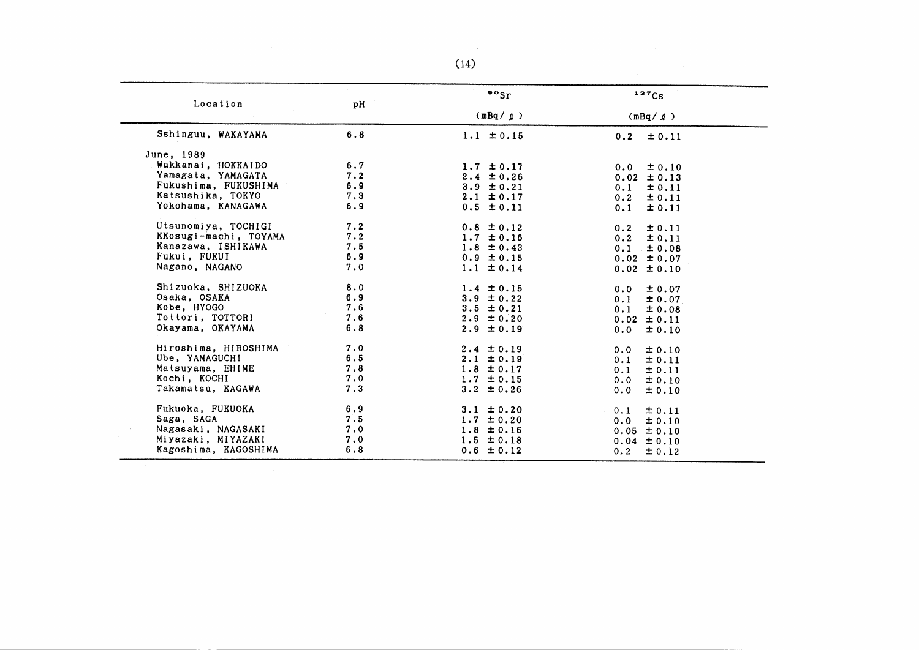| Location | pH | $^{90}Sr$ (mBq/ℓ) | $^{137}Cs$ (mBq/ℓ) |
|---|---|---|---|
| Sshinguu, WAKAYAMA | 6.8 | 1.1 ±0.15 | 0.2 ±0.11 |
| June, 1989 | | | |
| Wakkanai, HOKKAIDO | 6.7 | 1.7 ±0.17 | 0.0 ±0.10 |
| Yamagata, YAMAGATA | 7.2 | 2.4 ±0.26 | 0.02 ±0.13 |
| Fukushima, FUKUSHIMA | 6.9 | 3.9 ±0.21 | 0.1 ±0.11 |
| Katsushika, TOKYO | 7.3 | 2.1 ±0.17 | 0.2 ±0.11 |
| Yokohama, KANAGAWA | 6.9 | 0.5 ±0.11 | 0.1 ±0.11 |
| Utsunomiya, TOCHIGI | 7.2 | 0.8 ±0.12 | 0.2 ±0.11 |
| KKosugi-machi, TOYAMA | 7.2 | 1.7 ±0.16 | 0.2 ±0.11 |
| Kanazawa, ISHIKAWA | 7.5 | 1.8 ±0.43 | 0.1 ±0.08 |
| Fukui, FUKUI | 6.9 | 0.9 ±0.15 | 0.02 ±0.07 |
| Nagano, NAGANO | 7.0 | 1.1 ±0.14 | 0.02 ±0.10 |
| Shizuoka, SHIZUOKA | 8.0 | 1.4 ±0.15 | 0.0 ±0.07 |
| Osaka, OSAKA | 6.9 | 3.9 ±0.22 | 0.1 ±0.07 |
| Kobe, HYOGO | 7.6 | 3.5 ±0.21 | 0.1 ±0.08 |
| Tottori, TOTTORI | 7.6 | 2.9 ±0.20 | 0.02 ±0.11 |
| Okayama, OKAYAMA | 6.8 | 2.9 ±0.19 | 0.0 ±0.10 |
| Hiroshima, HIROSHIMA | 7.0 | 2.4 ±0.19 | 0.0 ±0.10 |
| Ube, YAMAGUCHI | 6.5 | 2.1 ±0.19 | 0.1 ±0.11 |
| Matsuyama, EHIME | 7.8 | 1.8 ±0.17 | 0.1 ±0.11 |
| Kochi, KOCHI | 7.0 | 1.7 ±0.15 | 0.0 ±0.10 |
| Takamatsu, KAGAWA | 7.3 | 3.2 ±0.26 | 0.0 ±0.10 |
| Fukuoka, FUKUOKA | 6.9 | 3.1 ±0.20 | 0.1 ±0.11 |
| Saga, SAGA | 7.5 | 1.7 ±0.20 | 0.0 ±0.10 |
| Nagasaki, NAGASAKI | 7.0 | 1.8 ±0.16 | 0.05 ±0.10 |
| Miyazaki, MIYAZAKI | 7.0 | 1.5 ±0.18 | 0.04 ±0.10 |
| Kagoshima, KAGOSHIMA | 6.8 | 0.6 ±0.12 | 0.2 ±0.12 |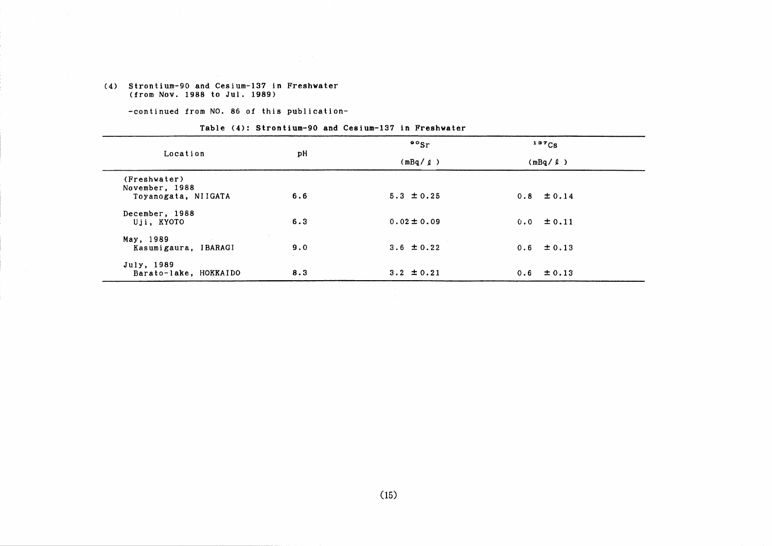(4) Strontium-90 and Cesium-137 in Freshwater
(from Nov. 1988 to Jul. 1989)

-continued from NO. 86 of this publication-

Table (4): Strontium-90 and Cesium-137 in Freshwater

| Location | pH | $^{90}Sr$ (mBq/ℓ) | $^{137}Cs$ (mBq/ℓ) |
|---|---|---|---|
| (Freshwater) | | | |
| November, 1988 | | | |
| Toyanogata, NIIGATA | 6.6 | 5.3 ± 0.25 | 0.8 ± 0.14 |
| December, 1988 | | | |
| Uji, KYOTO | 6.3 | 0.02 ± 0.09 | 0.0 ± 0.11 |
| May, 1989 | | | |
| Kasumigaura, IBARAGI | 9.0 | 3.6 ± 0.22 | 0.6 ± 0.13 |
| July, 1989 | | | |
| Barato-lake, HOKKAIDO | 8.3 | 3.2 ± 0.21 | 0.6 ± 0.13 |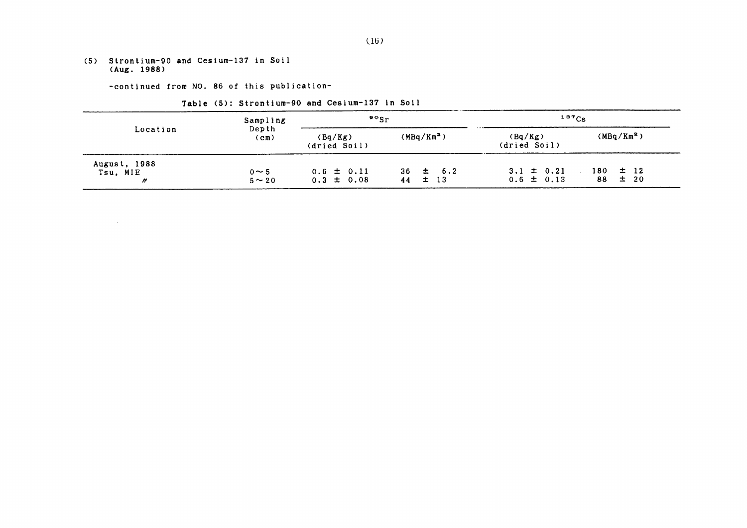## (5) Strontium-90 and Cesium-137 in Soil (Aug. 1988)

-continued from NO. 86 of this publication-

Table (5): Strontium-90 and Cesium-137 in Soil

| Location | Sampling Depth (cm) | $^{90}Sr$ | | $^{137}Cs$ | |
|---|---|---|---|---|---|
| | | (Bq/Kg) (dried Soil) | ($MBq/Km^2$) | (Bq/Kg) (dried Soil) | ($MBq/Km^2$) |
| August, 1988 | | | | | |
| Tsu, MIE | 0～5 | 0.6 ± 0.11 | 36 ± 6.2 | 3.1 ± 0.21 | 180 ± 12 |
| 〃 | 5～20 | 0.3 ± 0.08 | 44 ± 13 | 0.6 ± 0.13 | 88 ± 20 |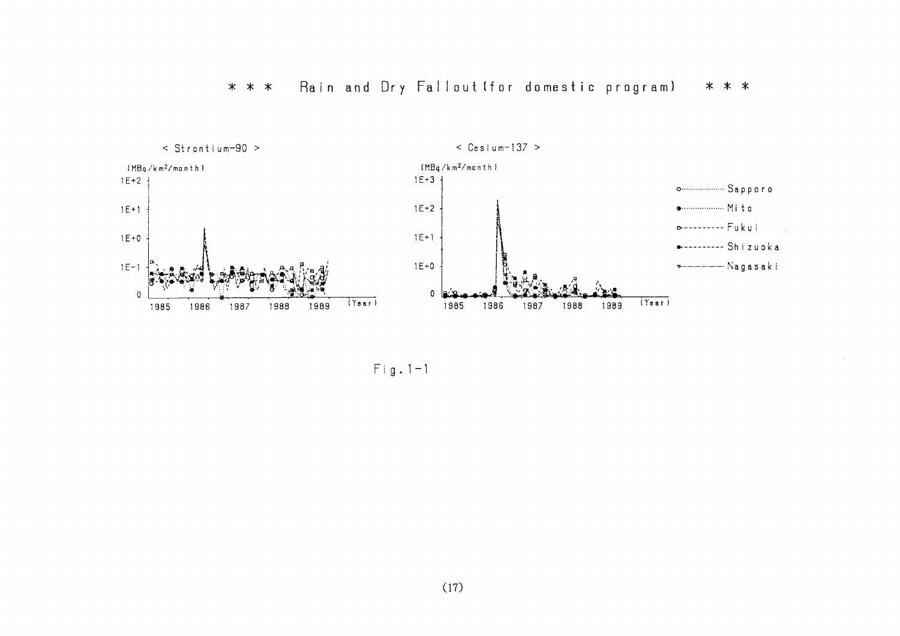# * * * Rain and Dry Fallout (for domestic program) * * *

< Strontium-90 >

(MBq/km²/month)

< Cesium-137 >

(MBq/km²/month)

Sapporo
Mito
Fukui
Shizuoka
Nagasaki

Fig. 1-1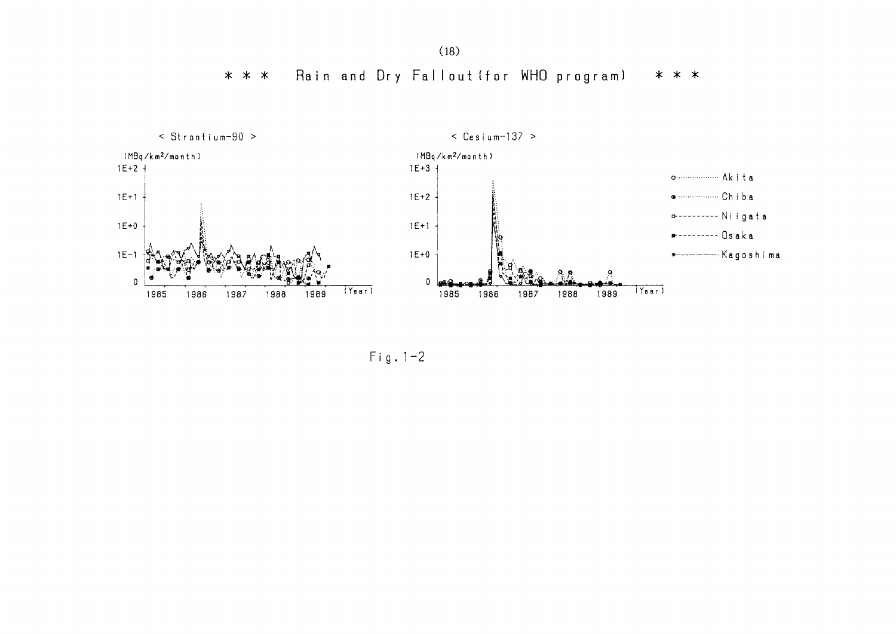# * * * Rain and Dry Fallout (for WHO program) * * *

< Strontium-90 >

(MBq/km²/month)

< Cesium-137 >

(MBq/km²/month)

Akita
Chiba
Niigata
Osaka
Kagoshima

Fig. 1-2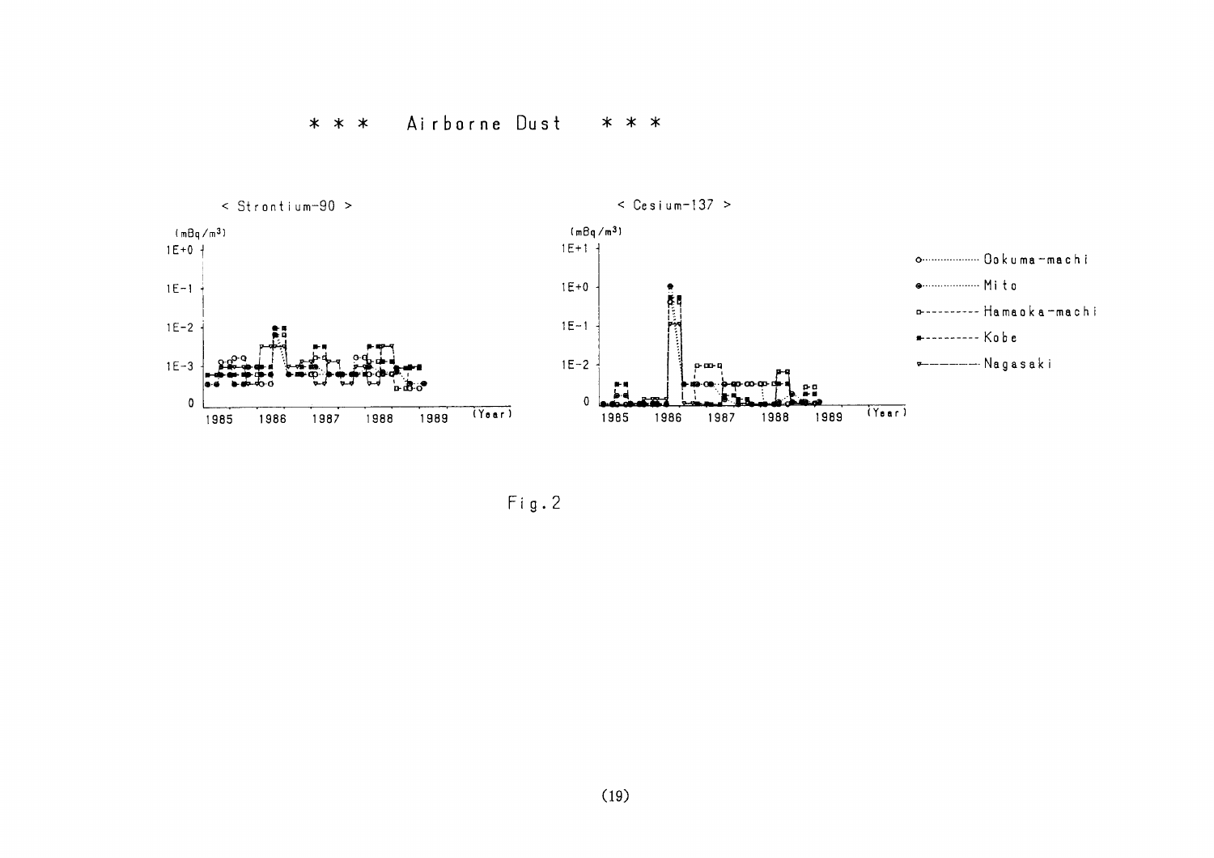# * * * Airborne Dust * * *

< Strontium-90 >

(mBq/m³)

1E+0

1E-1

1E-2

1E-3

0

1985 1986 1987 1988 1989 (Year)

< Cesium-137 >

(mBq/m³)

1E+1

1E+0

1E-1

1E-2

0

1985 1986 1987 1988 1989 (Year)

o·········· Ookuma-machi

●·········· Mito

□---------- Hamaoka-machi

■---------- Kobe

▽———— Nagasaki

Fig.2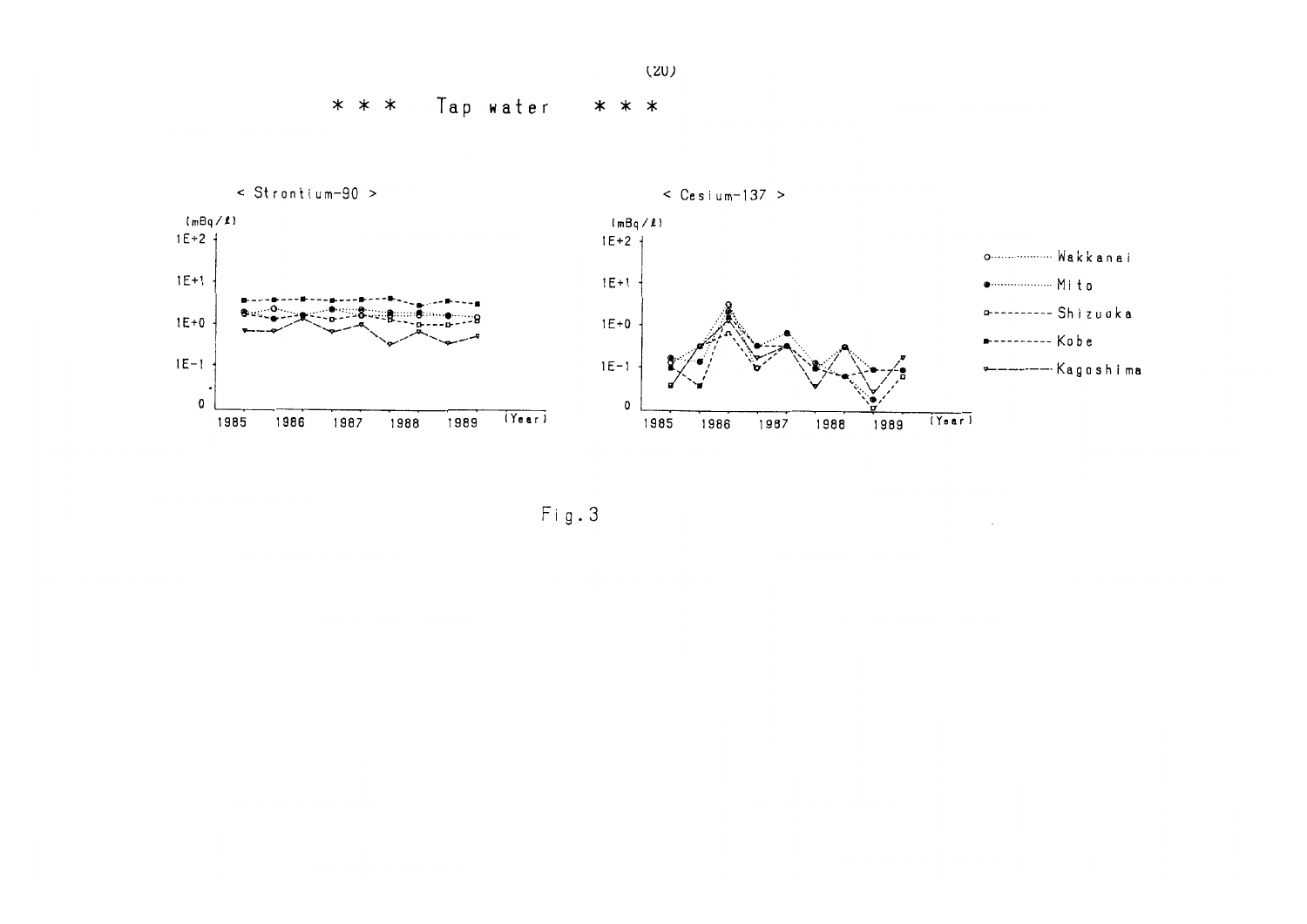# *** Tap water ***

< Strontium-90 >

(mBq/ℓ)

1E+2

1E+1

1E+0

1E-1

0

1985 1986 1987 1988 1989 (Year)

< Cesium-137 >

(mBq/ℓ)

1E+2

1E+1

1E+0

1E-1

0

1985 1986 1987 1988 1989 (Year)

Wakkanai

Mito

Shizuoka

Kobe

Kagoshima

Fig.3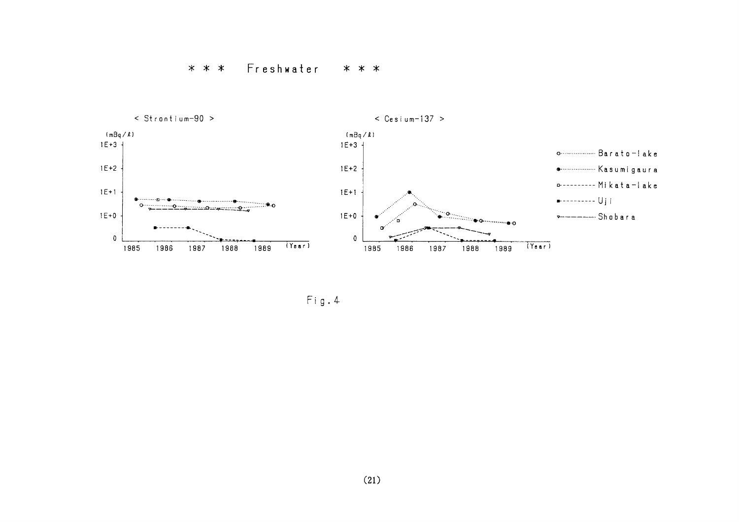\* \* \* Freshwater \* \* \*

< Strontium-90 >

< Cesium-137 >

Fig.4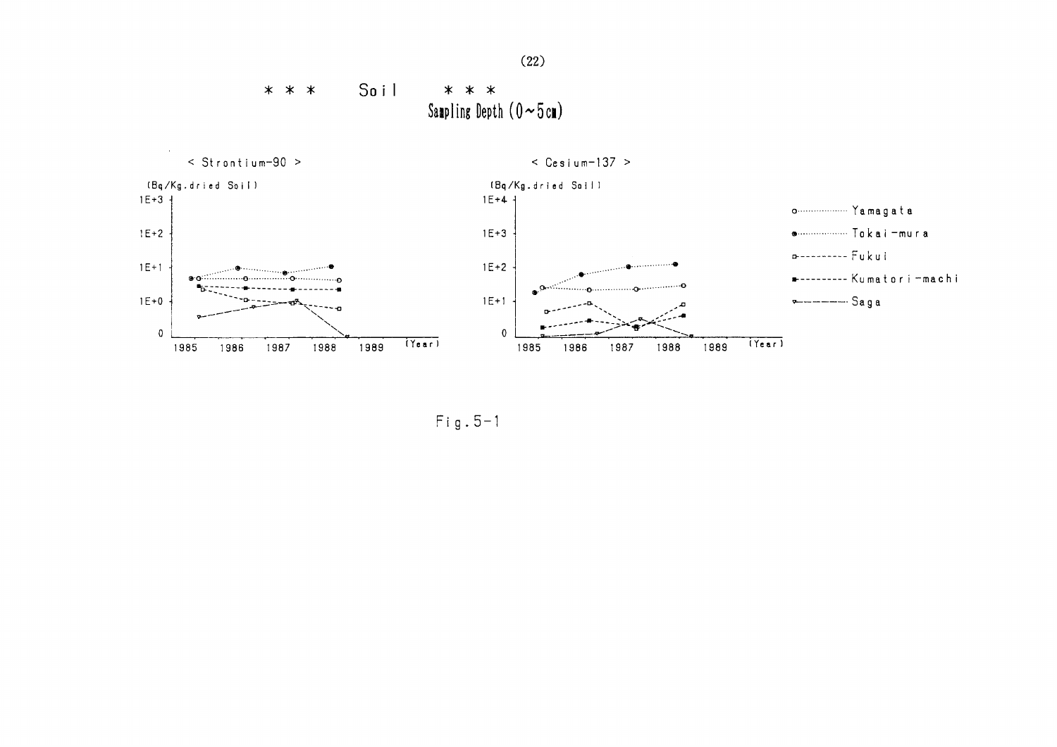# \* \* \* Soil \* \* \*

## Sampling Depth (0~5cm)

< Strontium-90 >

(Bq/Kg.dried Soil)

< Cesium-137 >

(Bq/Kg.dried Soil)

Fig.5-1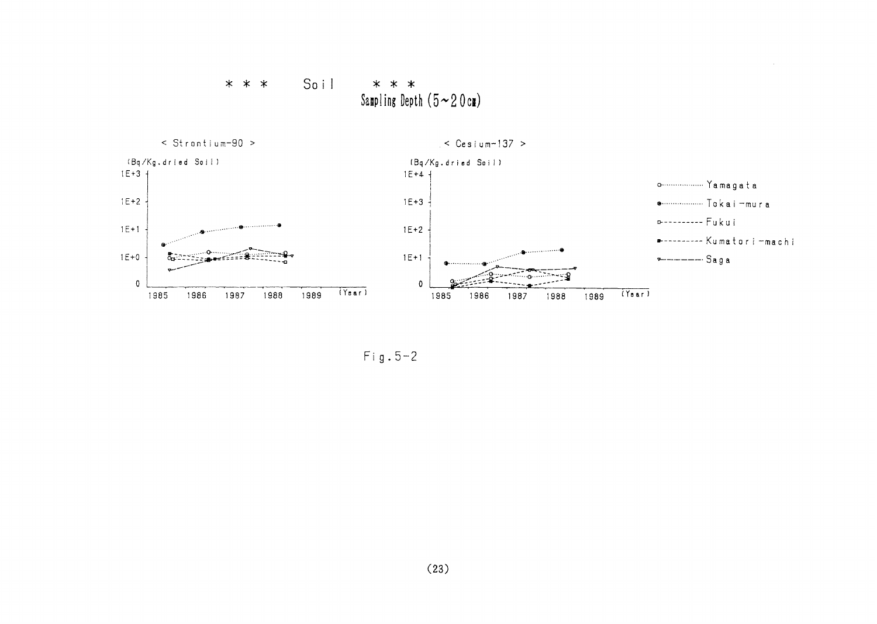# \* \* \* Soil \* \* \*

## Sampling Depth (5~20cm)

< Strontium-90 >

(Bq/Kg.dried Soil)

1E+3, 1E+2, 1E+1, 1E+0, 0

1985 1986 1987 1988 1989 (Year)

< Cesium-137 >

(Bq/Kg.dried Soil)

1E+4, 1E+3, 1E+2, 1E+1, 0

1985 1986 1987 1988 1989 (Year)

- Yamagata
- Tokai-mura
- Fukui
- Kumatori-machi
- Saga

Fig.5-2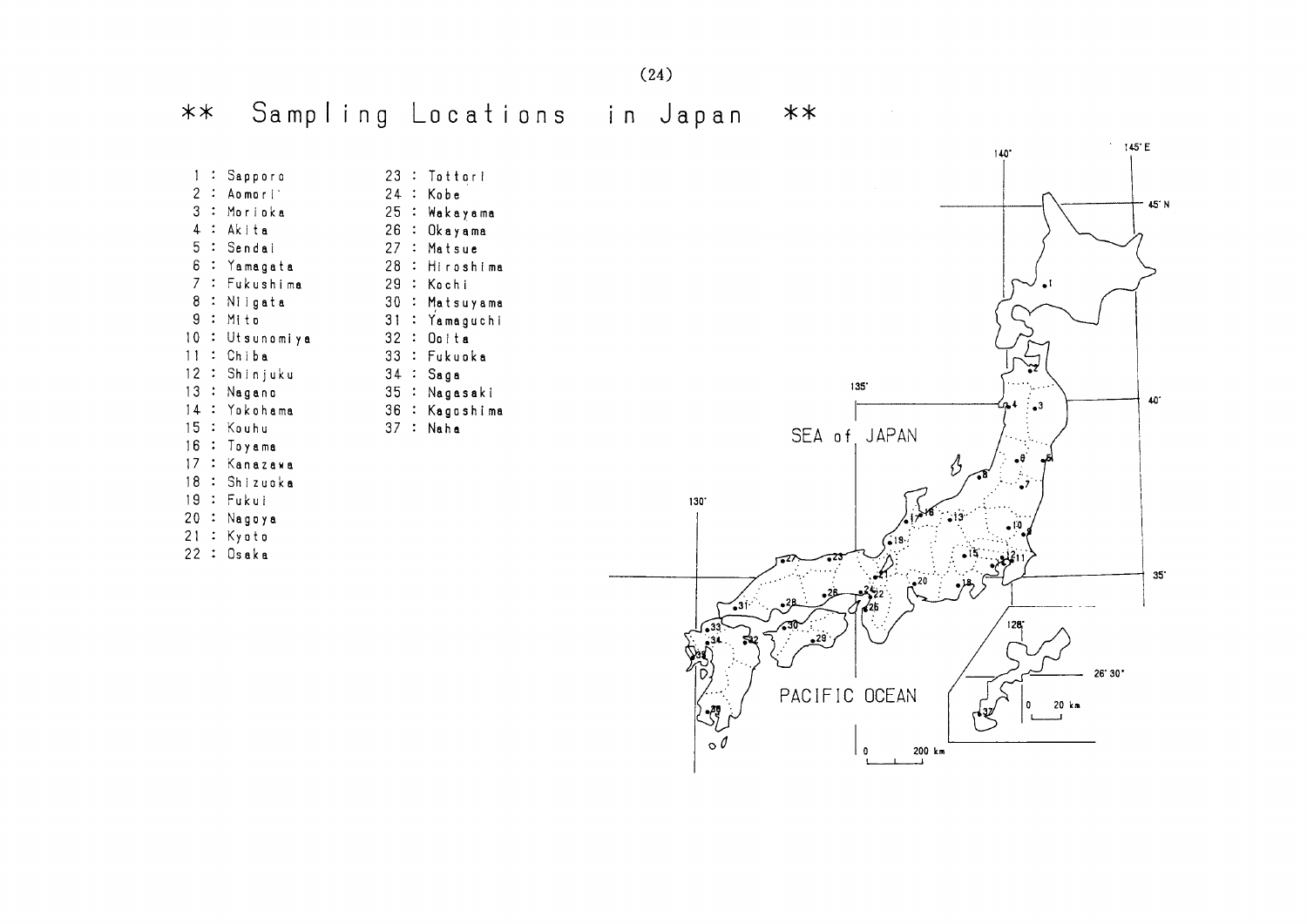# ** Sampling Locations in Japan **

1 : Sapporo
2 : Aomori
3 : Morioka
4 : Akita
5 : Sendai
6 : Yamagata
7 : Fukushima
8 : Niigata
9 : Mito
10 : Utsunomiya
11 : Chiba
12 : Shinjuku
13 : Nagano
14 : Yokohama
15 : Kouhu
16 : Toyama
17 : Kanazawa
18 : Shizuoka
19 : Fukui
20 : Nagoya
21 : Kyoto
22 : Osaka
23 : Tottori
24 : Kobe
25 : Wakayama
26 : Okayama
27 : Matsue
28 : Hiroshima
29 : Kochi
30 : Matsuyama
31 : Yamaguchi
32 : Ooita
33 : Fukuoka
34 : Saga
35 : Nagasaki
36 : Kagoshima
37 : Naha

140°
145° E
45° N
135°
40°
SEA of JAPAN
130°
35°
128°
26° 30"
0 20 km
PACIFIC OCEAN
0 200 km